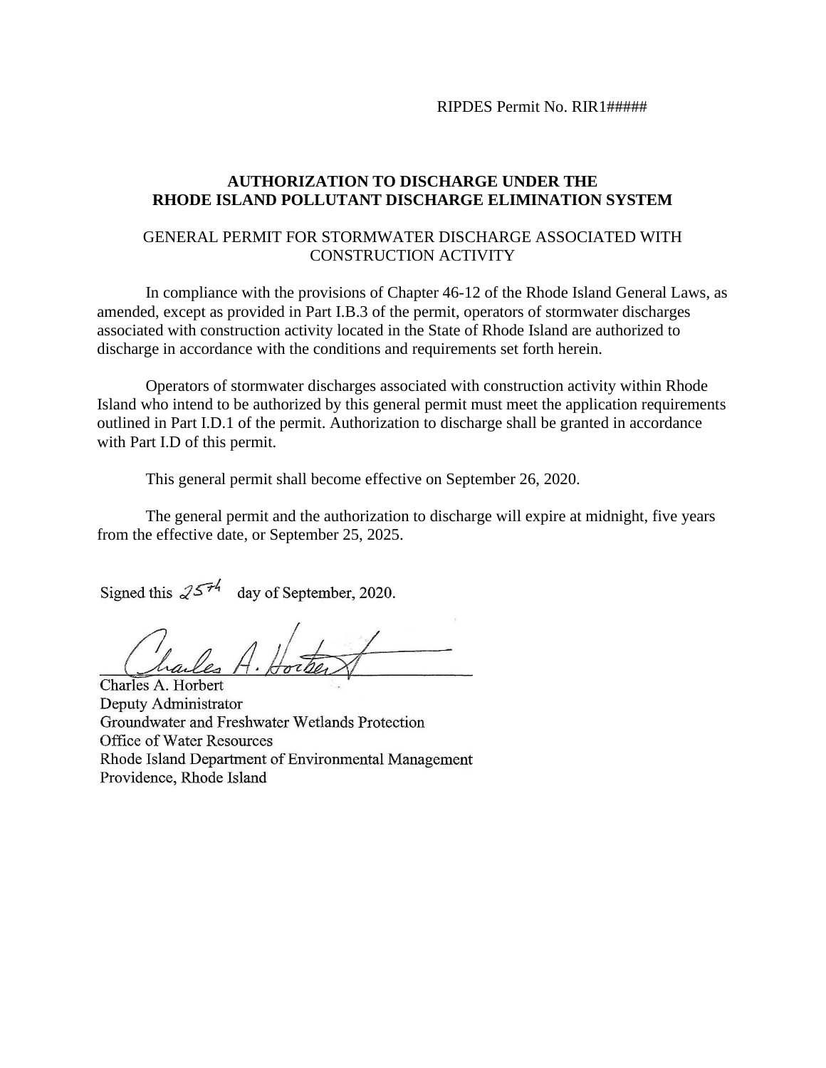RIPDES Permit No. RIR1#####

**AUTHORIZATION TO DISCHARGE UNDER THE RHODE ISLAND POLLUTANT DISCHARGE ELIMINATION SYSTEM**

GENERAL PERMIT FOR STORMWATER DISCHARGE ASSOCIATED WITH CONSTRUCTION ACTIVITY

In compliance with the provisions of Chapter 46-12 of the Rhode Island General Laws, as amended, except as provided in Part I.B.3 of the permit, operators of stormwater discharges associated with construction activity located in the State of Rhode Island are authorized to discharge in accordance with the conditions and requirements set forth herein.

Operators of stormwater discharges associated with construction activity within Rhode Island who intend to be authorized by this general permit must meet the application requirements outlined in Part I.D.1 of the permit. Authorization to discharge shall be granted in accordance with Part I.D of this permit.

This general permit shall become effective on September 26, 2020.

The general permit and the authorization to discharge will expire at midnight, five years from the effective date, or September 25, 2025.

Signed this 25th day of September, 2020.

Charles A. Horbert
Deputy Administrator
Groundwater and Freshwater Wetlands Protection
Office of Water Resources
Rhode Island Department of Environmental Management
Providence, Rhode Island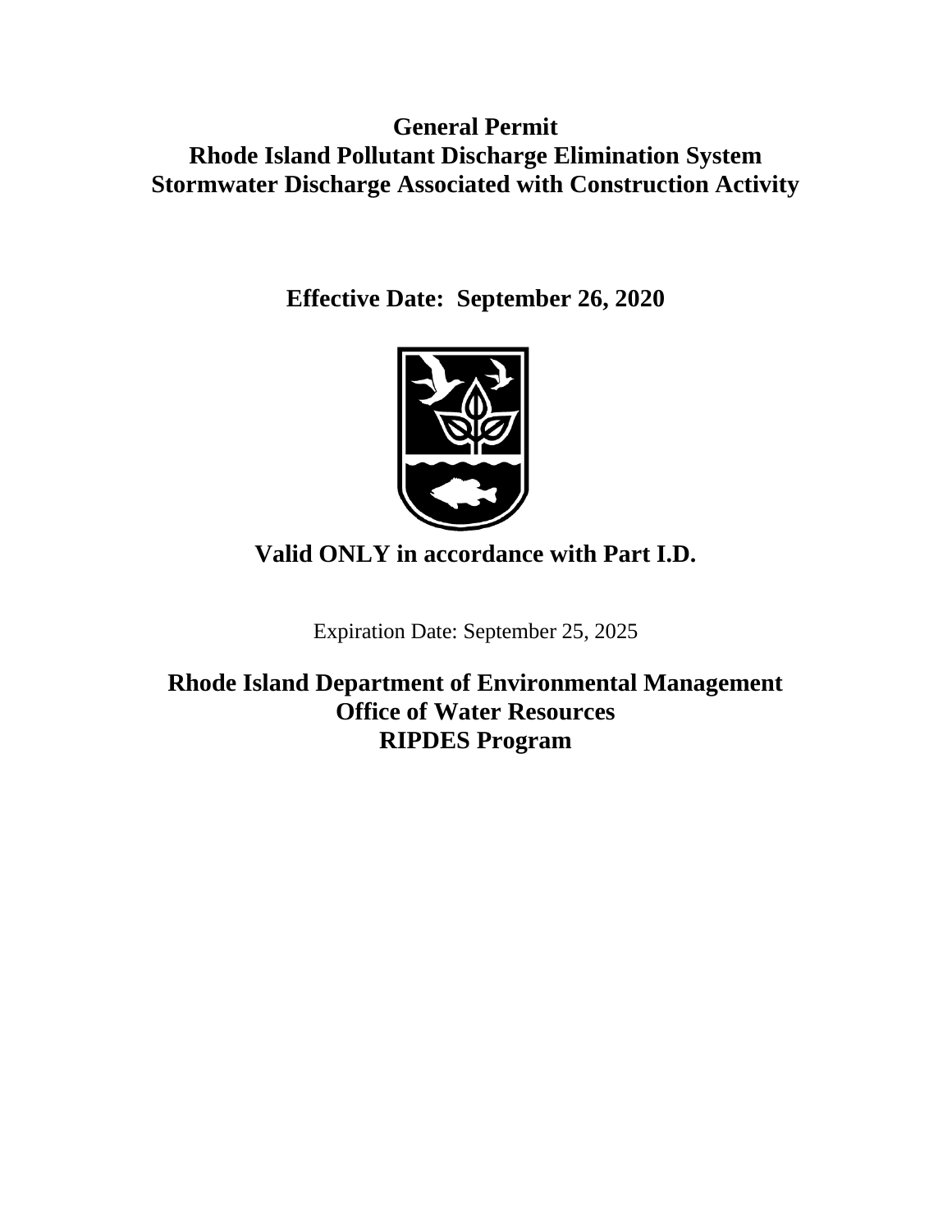# General Permit
# Rhode Island Pollutant Discharge Elimination System
# Stormwater Discharge Associated with Construction Activity

**Effective Date: September 26, 2020**

**Valid ONLY in accordance with Part I.D.**

Expiration Date: September 25, 2025

**Rhode Island Department of Environmental Management**
**Office of Water Resources**
**RIPDES Program**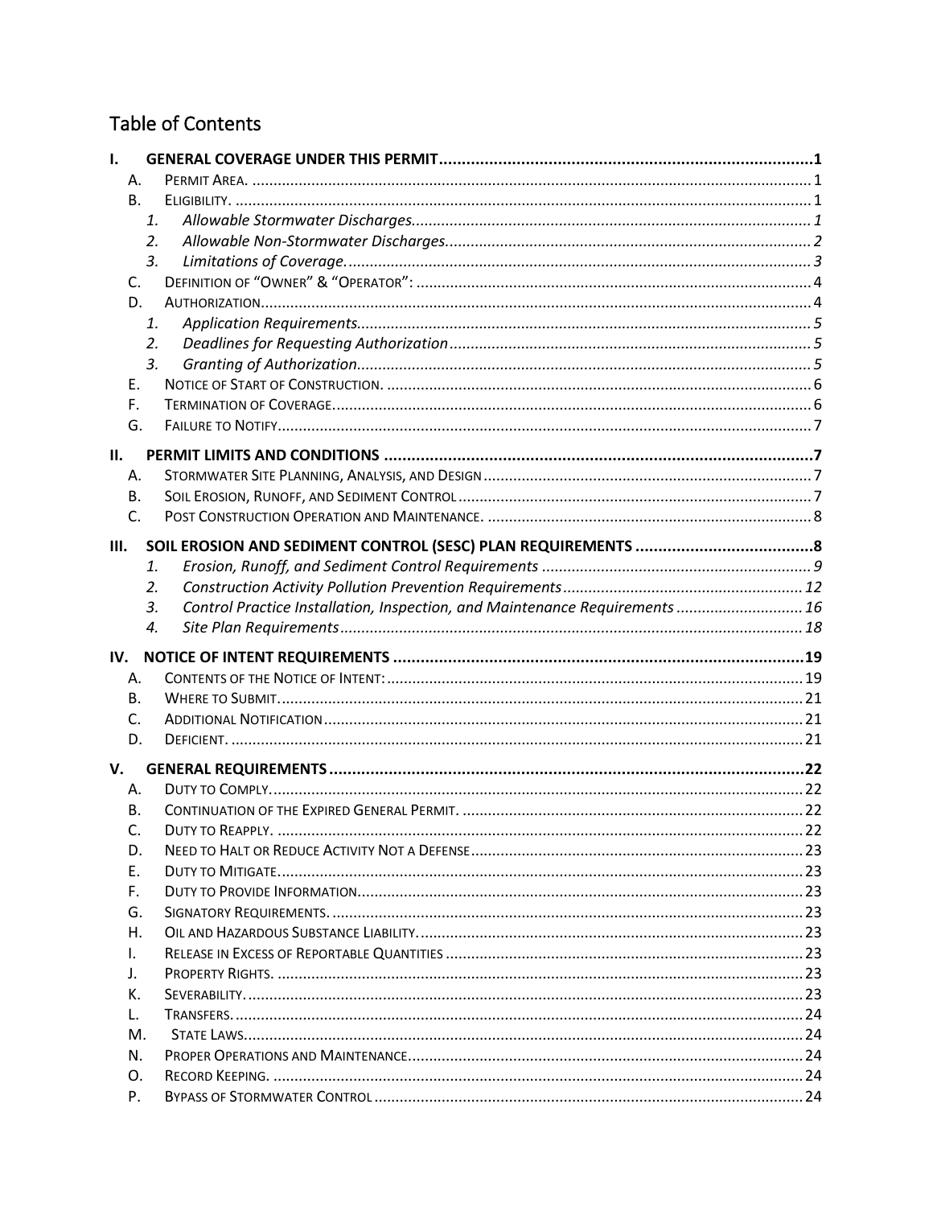## Table of Contents

- **I. GENERAL COVERAGE UNDER THIS PERMIT** ..... 1
  - A. Permit Area. ..... 1
  - B. Eligibility. ..... 1
    - *1. Allowable Stormwater Discharges.* ..... 1
    - *2. Allowable Non-Stormwater Discharges.* ..... 2
    - *3. Limitations of Coverage.* ..... 3
  - C. Definition of "Owner" & "Operator": ..... 4
  - D. Authorization. ..... 4
    - *1. Application Requirements.* ..... 5
    - *2. Deadlines for Requesting Authorization* ..... 5
    - *3. Granting of Authorization.* ..... 5
  - E. Notice of Start of Construction. ..... 6
  - F. Termination of Coverage. ..... 6
  - G. Failure to Notify ..... 7
- **II. PERMIT LIMITS AND CONDITIONS** ..... 7
  - A. Stormwater Site Planning, Analysis, and Design ..... 7
  - B. Soil Erosion, Runoff, and Sediment Control ..... 7
  - C. Post Construction Operation and Maintenance. ..... 8
- **III. SOIL EROSION AND SEDIMENT CONTROL (SESC) PLAN REQUIREMENTS** ..... 8
  - *1. Erosion, Runoff, and Sediment Control Requirements* ..... 9
  - *2. Construction Activity Pollution Prevention Requirements* ..... 12
  - *3. Control Practice Installation, Inspection, and Maintenance Requirements* ..... 16
  - *4. Site Plan Requirements* ..... 18
- **IV. NOTICE OF INTENT REQUIREMENTS** ..... 19
  - A. Contents of the Notice of Intent: ..... 19
  - B. Where to Submit. ..... 21
  - C. Additional Notification ..... 21
  - D. Deficient. ..... 21
- **V. GENERAL REQUIREMENTS** ..... 22
  - A. Duty to Comply. ..... 22
  - B. Continuation of the Expired General Permit. ..... 22
  - C. Duty to Reapply. ..... 22
  - D. Need to Halt or Reduce Activity Not a Defense ..... 23
  - E. Duty to Mitigate ..... 23
  - F. Duty to Provide Information. ..... 23
  - G. Signatory Requirements. ..... 23
  - H. Oil and Hazardous Substance Liability. ..... 23
  - I. Release in Excess of Reportable Quantities ..... 23
  - J. Property Rights. ..... 23
  - K. Severability. ..... 23
  - L. Transfers. ..... 24
  - M. State Laws ..... 24
  - N. Proper Operations and Maintenance. ..... 24
  - O. Record Keeping. ..... 24
  - P. Bypass of Stormwater Control ..... 24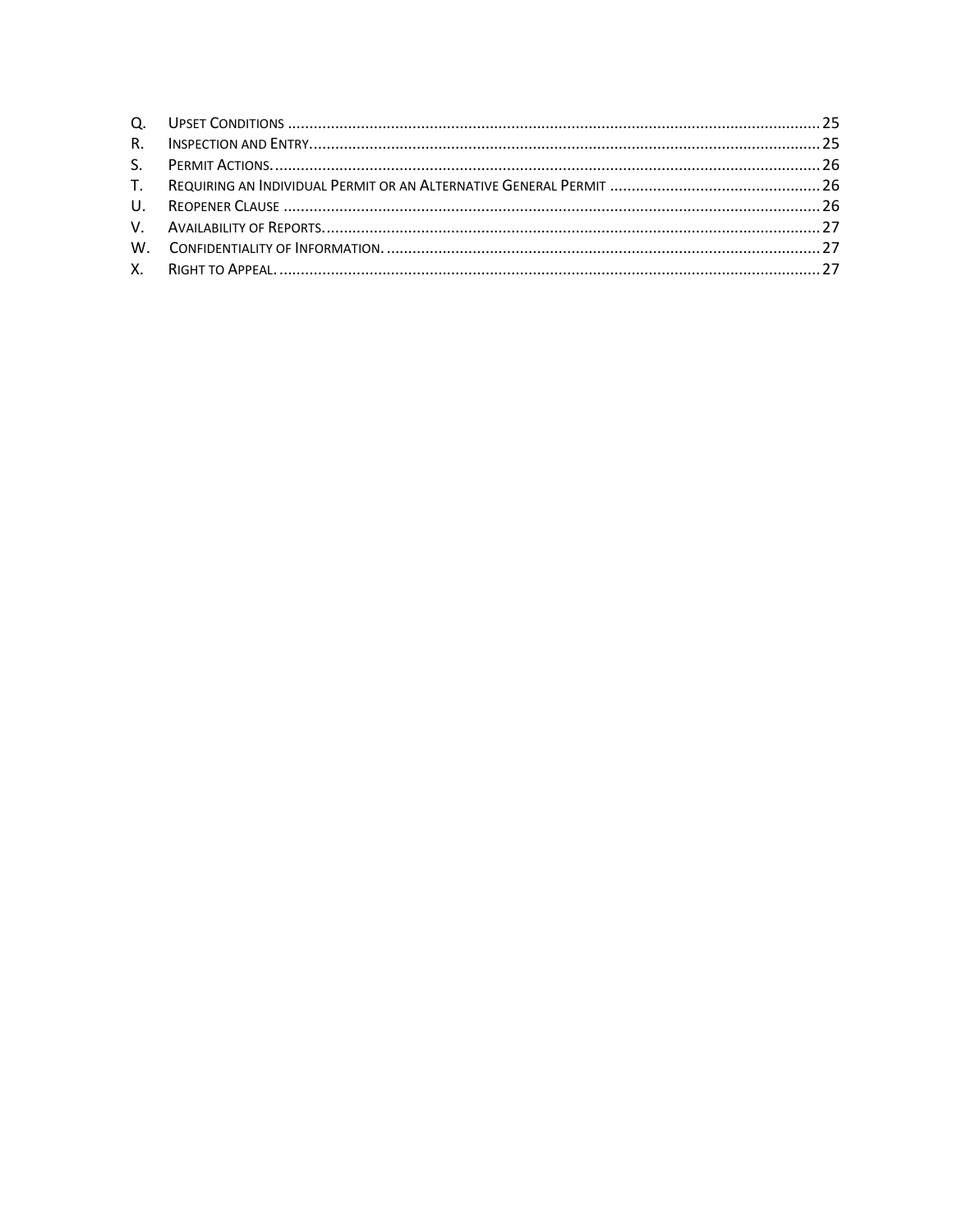Q. Upset Conditions ........................................................................................................................... 25
R. Inspection and Entry...................................................................................................................... 25
S. Permit Actions.................................................................................................................................. 26
T. Requiring an Individual Permit or an Alternative General Permit .................................................. 26
U. Reopener Clause .............................................................................................................................. 26
V. Availability of Reports...................................................................................................................... 27
W. Confidentiality of Information. ....................................................................................................... 27
X. Right to Appeal. ................................................................................................................................ 27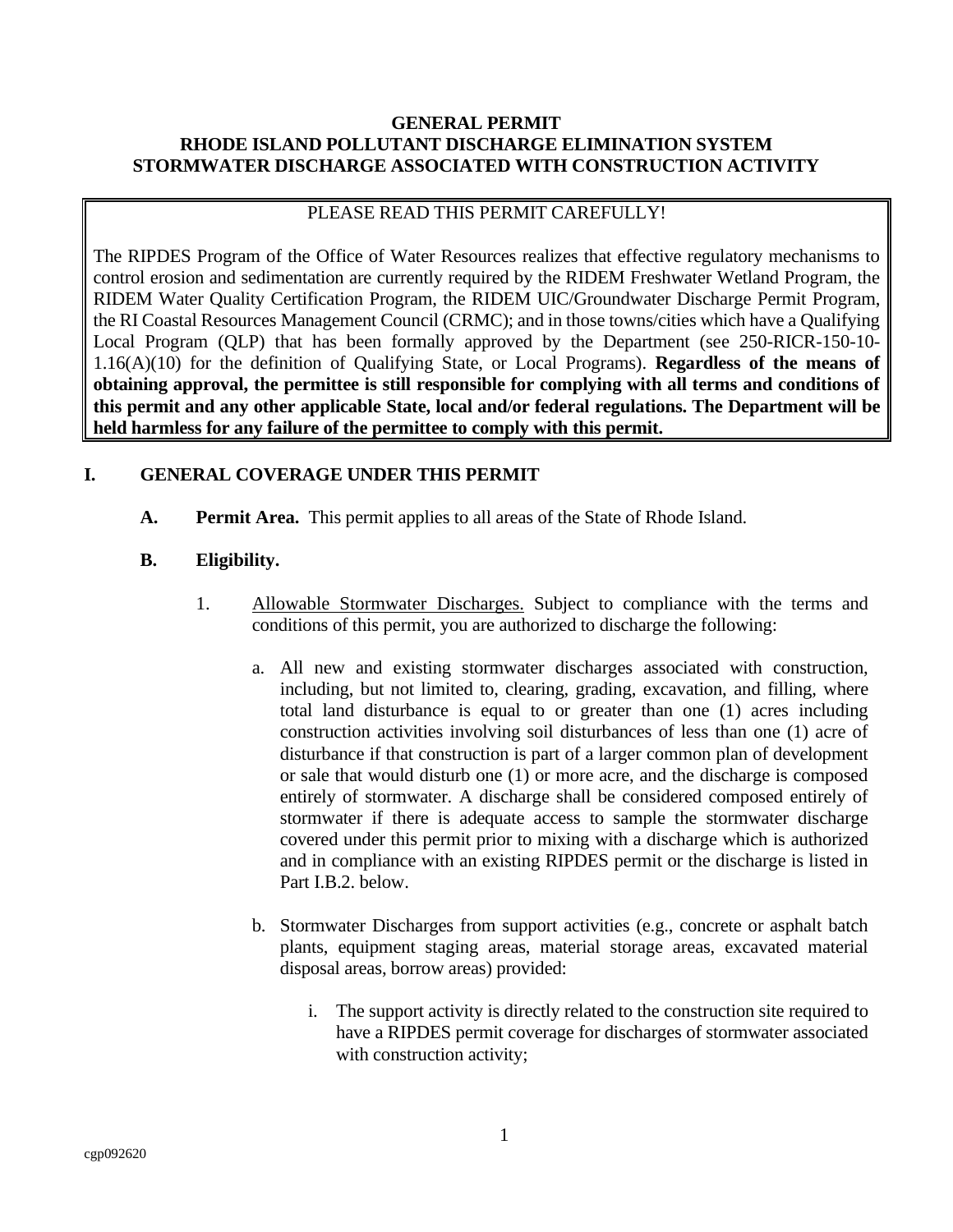# GENERAL PERMIT
# RHODE ISLAND POLLUTANT DISCHARGE ELIMINATION SYSTEM
# STORMWATER DISCHARGE ASSOCIATED WITH CONSTRUCTION ACTIVITY

PLEASE READ THIS PERMIT CAREFULLY!

The RIPDES Program of the Office of Water Resources realizes that effective regulatory mechanisms to control erosion and sedimentation are currently required by the RIDEM Freshwater Wetland Program, the RIDEM Water Quality Certification Program, the RIDEM UIC/Groundwater Discharge Permit Program, the RI Coastal Resources Management Council (CRMC); and in those towns/cities which have a Qualifying Local Program (QLP) that has been formally approved by the Department (see 250-RICR-150-10-1.16(A)(10) for the definition of Qualifying State, or Local Programs). **Regardless of the means of obtaining approval, the permittee is still responsible for complying with all terms and conditions of this permit and any other applicable State, local and/or federal regulations. The Department will be held harmless for any failure of the permittee to comply with this permit.**

## I. GENERAL COVERAGE UNDER THIS PERMIT

**A. Permit Area.** This permit applies to all areas of the State of Rhode Island.

**B. Eligibility.**

1. Allowable Stormwater Discharges. Subject to compliance with the terms and conditions of this permit, you are authorized to discharge the following:

   a. All new and existing stormwater discharges associated with construction, including, but not limited to, clearing, grading, excavation, and filling, where total land disturbance is equal to or greater than one (1) acres including construction activities involving soil disturbances of less than one (1) acre of disturbance if that construction is part of a larger common plan of development or sale that would disturb one (1) or more acre, and the discharge is composed entirely of stormwater. A discharge shall be considered composed entirely of stormwater if there is adequate access to sample the stormwater discharge covered under this permit prior to mixing with a discharge which is authorized and in compliance with an existing RIPDES permit or the discharge is listed in Part I.B.2. below.

   b. Stormwater Discharges from support activities (e.g., concrete or asphalt batch plants, equipment staging areas, material storage areas, excavated material disposal areas, borrow areas) provided:

      i. The support activity is directly related to the construction site required to have a RIPDES permit coverage for discharges of stormwater associated with construction activity;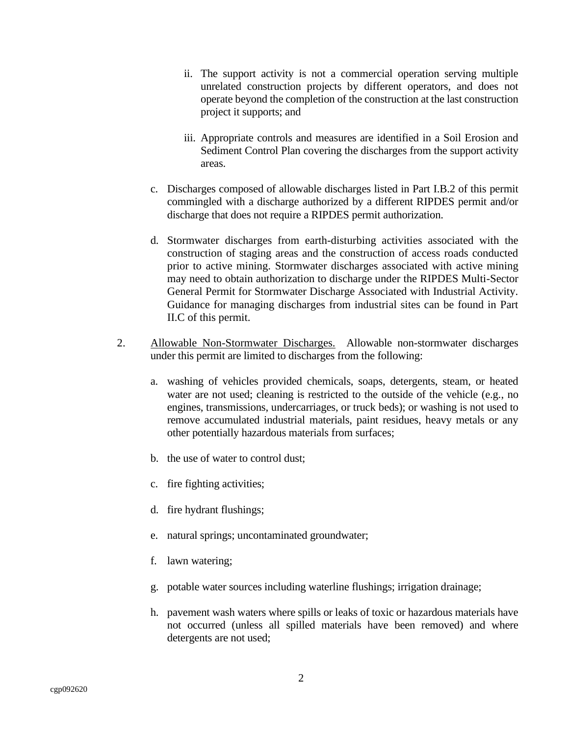ii. The support activity is not a commercial operation serving multiple unrelated construction projects by different operators, and does not operate beyond the completion of the construction at the last construction project it supports; and

   iii. Appropriate controls and measures are identified in a Soil Erosion and Sediment Control Plan covering the discharges from the support activity areas.

c. Discharges composed of allowable discharges listed in Part I.B.2 of this permit commingled with a discharge authorized by a different RIPDES permit and/or discharge that does not require a RIPDES permit authorization.

d. Stormwater discharges from earth-disturbing activities associated with the construction of staging areas and the construction of access roads conducted prior to active mining. Stormwater discharges associated with active mining may need to obtain authorization to discharge under the RIPDES Multi-Sector General Permit for Stormwater Discharge Associated with Industrial Activity. Guidance for managing discharges from industrial sites can be found in Part II.C of this permit.

2. <u>Allowable Non-Stormwater Discharges.</u> Allowable non-stormwater discharges under this permit are limited to discharges from the following:

   a. washing of vehicles provided chemicals, soaps, detergents, steam, or heated water are not used; cleaning is restricted to the outside of the vehicle (e.g., no engines, transmissions, undercarriages, or truck beds); or washing is not used to remove accumulated industrial materials, paint residues, heavy metals or any other potentially hazardous materials from surfaces;

   b. the use of water to control dust;

   c. fire fighting activities;

   d. fire hydrant flushings;

   e. natural springs; uncontaminated groundwater;

   f. lawn watering;

   g. potable water sources including waterline flushings; irrigation drainage;

   h. pavement wash waters where spills or leaks of toxic or hazardous materials have not occurred (unless all spilled materials have been removed) and where detergents are not used;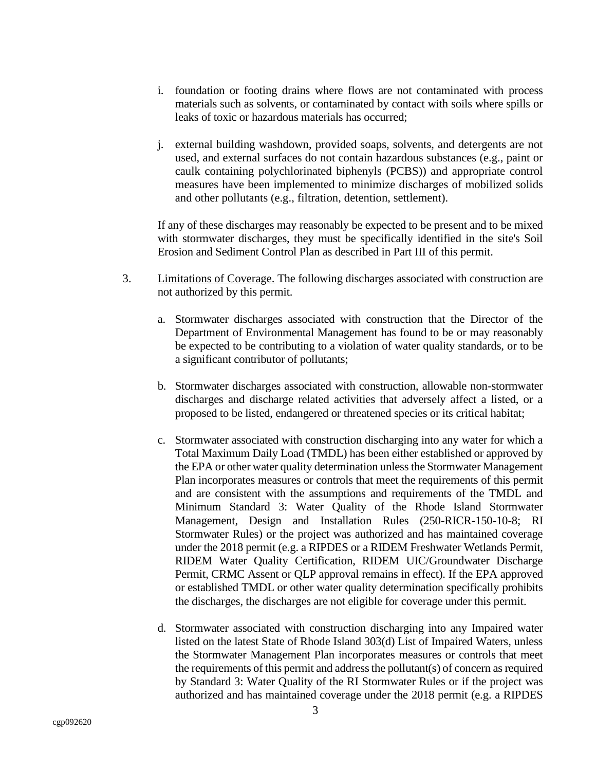i. foundation or footing drains where flows are not contaminated with process materials such as solvents, or contaminated by contact with soils where spills or leaks of toxic or hazardous materials has occurred;

j. external building washdown, provided soaps, solvents, and detergents are not used, and external surfaces do not contain hazardous substances (e.g., paint or caulk containing polychlorinated biphenyls (PCBS)) and appropriate control measures have been implemented to minimize discharges of mobilized solids and other pollutants (e.g., filtration, detention, settlement).

If any of these discharges may reasonably be expected to be present and to be mixed with stormwater discharges, they must be specifically identified in the site's Soil Erosion and Sediment Control Plan as described in Part III of this permit.

3. Limitations of Coverage. The following discharges associated with construction are not authorized by this permit.

a. Stormwater discharges associated with construction that the Director of the Department of Environmental Management has found to be or may reasonably be expected to be contributing to a violation of water quality standards, or to be a significant contributor of pollutants;

b. Stormwater discharges associated with construction, allowable non-stormwater discharges and discharge related activities that adversely affect a listed, or a proposed to be listed, endangered or threatened species or its critical habitat;

c. Stormwater associated with construction discharging into any water for which a Total Maximum Daily Load (TMDL) has been either established or approved by the EPA or other water quality determination unless the Stormwater Management Plan incorporates measures or controls that meet the requirements of this permit and are consistent with the assumptions and requirements of the TMDL and Minimum Standard 3: Water Quality of the Rhode Island Stormwater Management, Design and Installation Rules (250-RICR-150-10-8; RI Stormwater Rules) or the project was authorized and has maintained coverage under the 2018 permit (e.g. a RIPDES or a RIDEM Freshwater Wetlands Permit, RIDEM Water Quality Certification, RIDEM UIC/Groundwater Discharge Permit, CRMC Assent or QLP approval remains in effect). If the EPA approved or established TMDL or other water quality determination specifically prohibits the discharges, the discharges are not eligible for coverage under this permit.

d. Stormwater associated with construction discharging into any Impaired water listed on the latest State of Rhode Island 303(d) List of Impaired Waters, unless the Stormwater Management Plan incorporates measures or controls that meet the requirements of this permit and address the pollutant(s) of concern as required by Standard 3: Water Quality of the RI Stormwater Rules or if the project was authorized and has maintained coverage under the 2018 permit (e.g. a RIPDES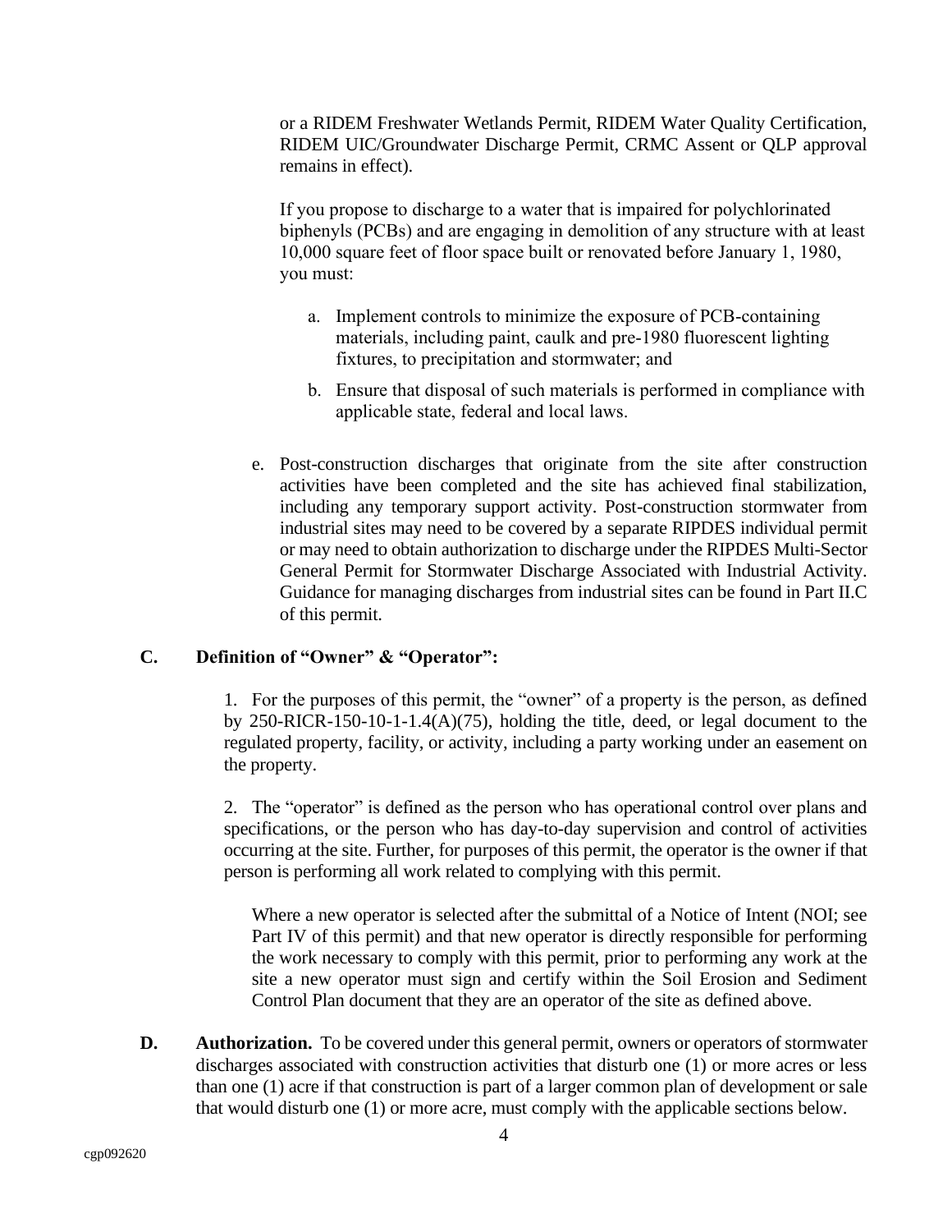or a RIDEM Freshwater Wetlands Permit, RIDEM Water Quality Certification, RIDEM UIC/Groundwater Discharge Permit, CRMC Assent or QLP approval remains in effect).

If you propose to discharge to a water that is impaired for polychlorinated biphenyls (PCBs) and are engaging in demolition of any structure with at least 10,000 square feet of floor space built or renovated before January 1, 1980, you must:

a. Implement controls to minimize the exposure of PCB-containing materials, including paint, caulk and pre-1980 fluorescent lighting fixtures, to precipitation and stormwater; and

b. Ensure that disposal of such materials is performed in compliance with applicable state, federal and local laws.

e. Post-construction discharges that originate from the site after construction activities have been completed and the site has achieved final stabilization, including any temporary support activity. Post-construction stormwater from industrial sites may need to be covered by a separate RIPDES individual permit or may need to obtain authorization to discharge under the RIPDES Multi-Sector General Permit for Stormwater Discharge Associated with Industrial Activity. Guidance for managing discharges from industrial sites can be found in Part II.C of this permit.

**C. Definition of "Owner" & "Operator":**

1. For the purposes of this permit, the "owner" of a property is the person, as defined by 250-RICR-150-10-1-1.4(A)(75), holding the title, deed, or legal document to the regulated property, facility, or activity, including a party working under an easement on the property.

2. The "operator" is defined as the person who has operational control over plans and specifications, or the person who has day-to-day supervision and control of activities occurring at the site. Further, for purposes of this permit, the operator is the owner if that person is performing all work related to complying with this permit.

Where a new operator is selected after the submittal of a Notice of Intent (NOI; see Part IV of this permit) and that new operator is directly responsible for performing the work necessary to comply with this permit, prior to performing any work at the site a new operator must sign and certify within the Soil Erosion and Sediment Control Plan document that they are an operator of the site as defined above.

**D. Authorization.** To be covered under this general permit, owners or operators of stormwater discharges associated with construction activities that disturb one (1) or more acres or less than one (1) acre if that construction is part of a larger common plan of development or sale that would disturb one (1) or more acre, must comply with the applicable sections below.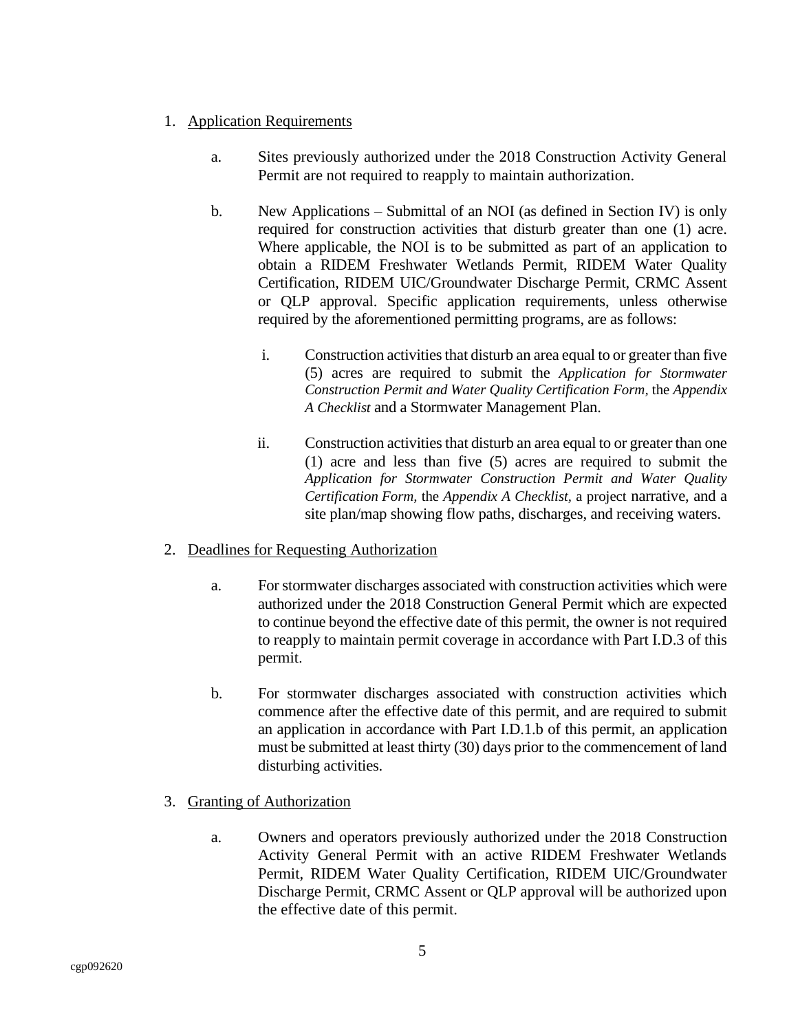1. <u>Application Requirements</u>

    a. Sites previously authorized under the 2018 Construction Activity General Permit are not required to reapply to maintain authorization.

    b. New Applications – Submittal of an NOI (as defined in Section IV) is only required for construction activities that disturb greater than one (1) acre. Where applicable, the NOI is to be submitted as part of an application to obtain a RIDEM Freshwater Wetlands Permit, RIDEM Water Quality Certification, RIDEM UIC/Groundwater Discharge Permit, CRMC Assent or QLP approval. Specific application requirements, unless otherwise required by the aforementioned permitting programs, are as follows:

        i. Construction activities that disturb an area equal to or greater than five (5) acres are required to submit the *Application for Stormwater Construction Permit and Water Quality Certification Form*, the *Appendix A Checklist* and a Stormwater Management Plan.

        ii. Construction activities that disturb an area equal to or greater than one (1) acre and less than five (5) acres are required to submit the *Application for Stormwater Construction Permit and Water Quality Certification Form*, the *Appendix A Checklist*, a project narrative, and a site plan/map showing flow paths, discharges, and receiving waters.

2. <u>Deadlines for Requesting Authorization</u>

    a. For stormwater discharges associated with construction activities which were authorized under the 2018 Construction General Permit which are expected to continue beyond the effective date of this permit, the owner is not required to reapply to maintain permit coverage in accordance with Part I.D.3 of this permit.

    b. For stormwater discharges associated with construction activities which commence after the effective date of this permit, and are required to submit an application in accordance with Part I.D.1.b of this permit, an application must be submitted at least thirty (30) days prior to the commencement of land disturbing activities.

3. <u>Granting of Authorization</u>

    a. Owners and operators previously authorized under the 2018 Construction Activity General Permit with an active RIDEM Freshwater Wetlands Permit, RIDEM Water Quality Certification, RIDEM UIC/Groundwater Discharge Permit, CRMC Assent or QLP approval will be authorized upon the effective date of this permit.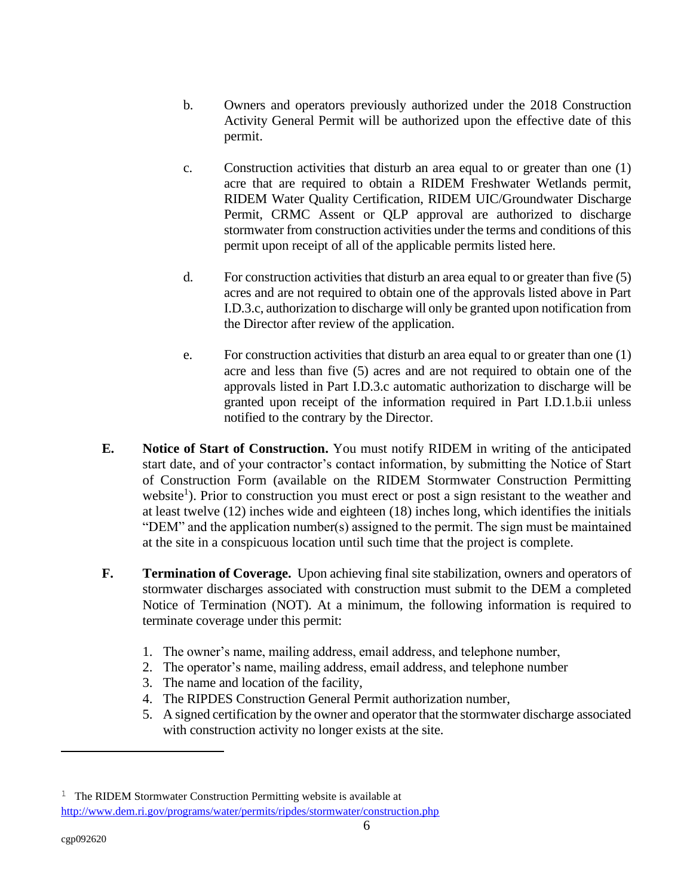b. Owners and operators previously authorized under the 2018 Construction Activity General Permit will be authorized upon the effective date of this permit.

c. Construction activities that disturb an area equal to or greater than one (1) acre that are required to obtain a RIDEM Freshwater Wetlands permit, RIDEM Water Quality Certification, RIDEM UIC/Groundwater Discharge Permit, CRMC Assent or QLP approval are authorized to discharge stormwater from construction activities under the terms and conditions of this permit upon receipt of all of the applicable permits listed here.

d. For construction activities that disturb an area equal to or greater than five (5) acres and are not required to obtain one of the approvals listed above in Part I.D.3.c, authorization to discharge will only be granted upon notification from the Director after review of the application.

e. For construction activities that disturb an area equal to or greater than one (1) acre and less than five (5) acres and are not required to obtain one of the approvals listed in Part I.D.3.c automatic authorization to discharge will be granted upon receipt of the information required in Part I.D.1.b.ii unless notified to the contrary by the Director.

**E. Notice of Start of Construction.** You must notify RIDEM in writing of the anticipated start date, and of your contractor's contact information, by submitting the Notice of Start of Construction Form (available on the RIDEM Stormwater Construction Permitting website[1]). Prior to construction you must erect or post a sign resistant to the weather and at least twelve (12) inches wide and eighteen (18) inches long, which identifies the initials "DEM" and the application number(s) assigned to the permit. The sign must be maintained at the site in a conspicuous location until such time that the project is complete.

**F. Termination of Coverage.** Upon achieving final site stabilization, owners and operators of stormwater discharges associated with construction must submit to the DEM a completed Notice of Termination (NOT). At a minimum, the following information is required to terminate coverage under this permit:

1. The owner's name, mailing address, email address, and telephone number,
2. The operator's name, mailing address, email address, and telephone number
3. The name and location of the facility,
4. The RIPDES Construction General Permit authorization number,
5. A signed certification by the owner and operator that the stormwater discharge associated with construction activity no longer exists at the site.

---

[1] The RIDEM Stormwater Construction Permitting website is available at http://www.dem.ri.gov/programs/water/permits/ripdes/stormwater/construction.php

cgp092620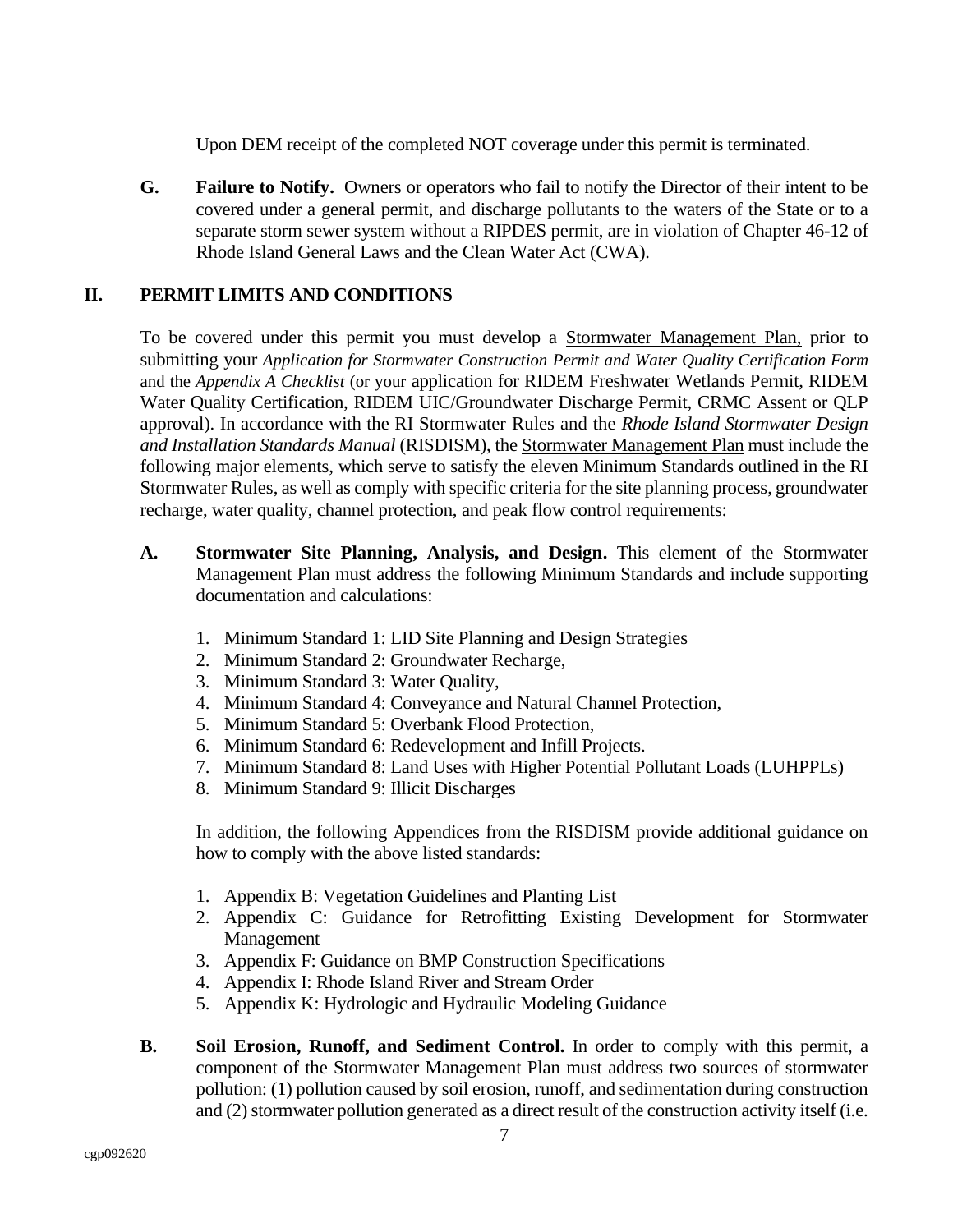Upon DEM receipt of the completed NOT coverage under this permit is terminated.

**G. Failure to Notify.** Owners or operators who fail to notify the Director of their intent to be covered under a general permit, and discharge pollutants to the waters of the State or to a separate storm sewer system without a RIPDES permit, are in violation of Chapter 46-12 of Rhode Island General Laws and the Clean Water Act (CWA).

## II. PERMIT LIMITS AND CONDITIONS

To be covered under this permit you must develop a <u>Stormwater Management Plan,</u> prior to submitting your *Application for Stormwater Construction Permit and Water Quality Certification Form* and the *Appendix A Checklist* (or your application for RIDEM Freshwater Wetlands Permit, RIDEM Water Quality Certification, RIDEM UIC/Groundwater Discharge Permit, CRMC Assent or QLP approval). In accordance with the RI Stormwater Rules and the *Rhode Island Stormwater Design and Installation Standards Manual* (RISDISM), the <u>Stormwater Management Plan</u> must include the following major elements, which serve to satisfy the eleven Minimum Standards outlined in the RI Stormwater Rules, as well as comply with specific criteria for the site planning process, groundwater recharge, water quality, channel protection, and peak flow control requirements:

**A. Stormwater Site Planning, Analysis, and Design.** This element of the Stormwater Management Plan must address the following Minimum Standards and include supporting documentation and calculations:

1. Minimum Standard 1: LID Site Planning and Design Strategies
2. Minimum Standard 2: Groundwater Recharge,
3. Minimum Standard 3: Water Quality,
4. Minimum Standard 4: Conveyance and Natural Channel Protection,
5. Minimum Standard 5: Overbank Flood Protection,
6. Minimum Standard 6: Redevelopment and Infill Projects.
7. Minimum Standard 8: Land Uses with Higher Potential Pollutant Loads (LUHPPLs)
8. Minimum Standard 9: Illicit Discharges

In addition, the following Appendices from the RISDISM provide additional guidance on how to comply with the above listed standards:

1. Appendix B: Vegetation Guidelines and Planting List
2. Appendix C: Guidance for Retrofitting Existing Development for Stormwater Management
3. Appendix F: Guidance on BMP Construction Specifications
4. Appendix I: Rhode Island River and Stream Order
5. Appendix K: Hydrologic and Hydraulic Modeling Guidance

**B. Soil Erosion, Runoff, and Sediment Control.** In order to comply with this permit, a component of the Stormwater Management Plan must address two sources of stormwater pollution: (1) pollution caused by soil erosion, runoff, and sedimentation during construction and (2) stormwater pollution generated as a direct result of the construction activity itself (i.e.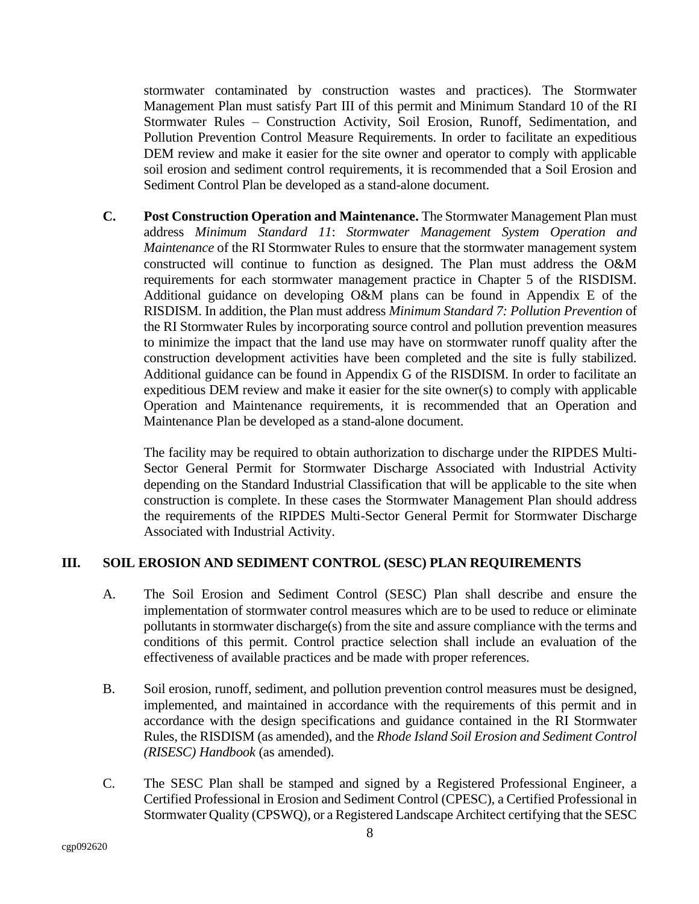stormwater contaminated by construction wastes and practices). The Stormwater Management Plan must satisfy Part III of this permit and Minimum Standard 10 of the RI Stormwater Rules – Construction Activity, Soil Erosion, Runoff, Sedimentation, and Pollution Prevention Control Measure Requirements. In order to facilitate an expeditious DEM review and make it easier for the site owner and operator to comply with applicable soil erosion and sediment control requirements, it is recommended that a Soil Erosion and Sediment Control Plan be developed as a stand-alone document.

**C. Post Construction Operation and Maintenance.** The Stormwater Management Plan must address *Minimum Standard 11*: *Stormwater Management System Operation and Maintenance* of the RI Stormwater Rules to ensure that the stormwater management system constructed will continue to function as designed. The Plan must address the O&M requirements for each stormwater management practice in Chapter 5 of the RISDISM. Additional guidance on developing O&M plans can be found in Appendix E of the RISDISM. In addition, the Plan must address *Minimum Standard 7: Pollution Prevention* of the RI Stormwater Rules by incorporating source control and pollution prevention measures to minimize the impact that the land use may have on stormwater runoff quality after the construction development activities have been completed and the site is fully stabilized. Additional guidance can be found in Appendix G of the RISDISM. In order to facilitate an expeditious DEM review and make it easier for the site owner(s) to comply with applicable Operation and Maintenance requirements, it is recommended that an Operation and Maintenance Plan be developed as a stand-alone document.

The facility may be required to obtain authorization to discharge under the RIPDES Multi-Sector General Permit for Stormwater Discharge Associated with Industrial Activity depending on the Standard Industrial Classification that will be applicable to the site when construction is complete. In these cases the Stormwater Management Plan should address the requirements of the RIPDES Multi-Sector General Permit for Stormwater Discharge Associated with Industrial Activity.

## III. SOIL EROSION AND SEDIMENT CONTROL (SESC) PLAN REQUIREMENTS

A. The Soil Erosion and Sediment Control (SESC) Plan shall describe and ensure the implementation of stormwater control measures which are to be used to reduce or eliminate pollutants in stormwater discharge(s) from the site and assure compliance with the terms and conditions of this permit. Control practice selection shall include an evaluation of the effectiveness of available practices and be made with proper references.

B. Soil erosion, runoff, sediment, and pollution prevention control measures must be designed, implemented, and maintained in accordance with the requirements of this permit and in accordance with the design specifications and guidance contained in the RI Stormwater Rules, the RISDISM (as amended), and the *Rhode Island Soil Erosion and Sediment Control (RISESC) Handbook* (as amended).

C. The SESC Plan shall be stamped and signed by a Registered Professional Engineer, a Certified Professional in Erosion and Sediment Control (CPESC), a Certified Professional in Stormwater Quality (CPSWQ), or a Registered Landscape Architect certifying that the SESC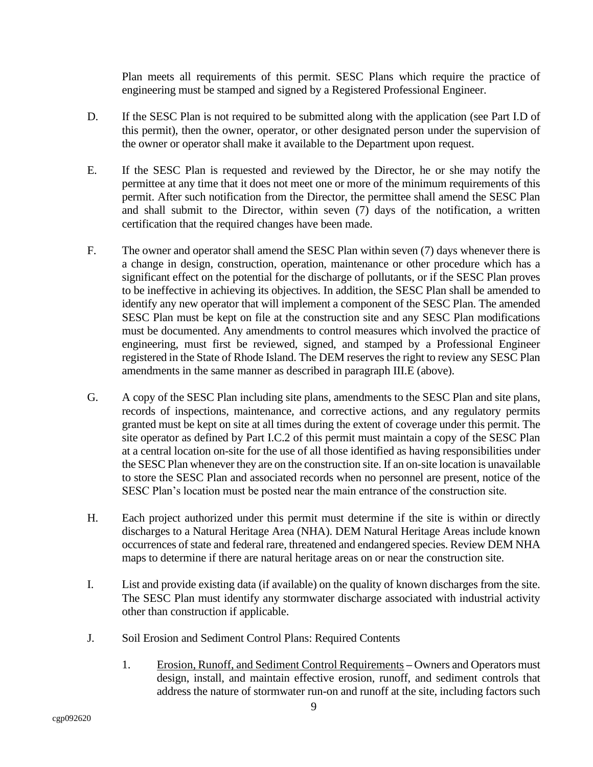Plan meets all requirements of this permit. SESC Plans which require the practice of engineering must be stamped and signed by a Registered Professional Engineer.

D. If the SESC Plan is not required to be submitted along with the application (see Part I.D of this permit), then the owner, operator, or other designated person under the supervision of the owner or operator shall make it available to the Department upon request.

E. If the SESC Plan is requested and reviewed by the Director, he or she may notify the permittee at any time that it does not meet one or more of the minimum requirements of this permit. After such notification from the Director, the permittee shall amend the SESC Plan and shall submit to the Director, within seven (7) days of the notification, a written certification that the required changes have been made.

F. The owner and operator shall amend the SESC Plan within seven (7) days whenever there is a change in design, construction, operation, maintenance or other procedure which has a significant effect on the potential for the discharge of pollutants, or if the SESC Plan proves to be ineffective in achieving its objectives. In addition, the SESC Plan shall be amended to identify any new operator that will implement a component of the SESC Plan. The amended SESC Plan must be kept on file at the construction site and any SESC Plan modifications must be documented. Any amendments to control measures which involved the practice of engineering, must first be reviewed, signed, and stamped by a Professional Engineer registered in the State of Rhode Island. The DEM reserves the right to review any SESC Plan amendments in the same manner as described in paragraph III.E (above).

G. A copy of the SESC Plan including site plans, amendments to the SESC Plan and site plans, records of inspections, maintenance, and corrective actions, and any regulatory permits granted must be kept on site at all times during the extent of coverage under this permit. The site operator as defined by Part I.C.2 of this permit must maintain a copy of the SESC Plan at a central location on-site for the use of all those identified as having responsibilities under the SESC Plan whenever they are on the construction site. If an on-site location is unavailable to store the SESC Plan and associated records when no personnel are present, notice of the SESC Plan's location must be posted near the main entrance of the construction site.

H. Each project authorized under this permit must determine if the site is within or directly discharges to a Natural Heritage Area (NHA). DEM Natural Heritage Areas include known occurrences of state and federal rare, threatened and endangered species. Review DEM NHA maps to determine if there are natural heritage areas on or near the construction site.

I. List and provide existing data (if available) on the quality of known discharges from the site. The SESC Plan must identify any stormwater discharge associated with industrial activity other than construction if applicable.

J. Soil Erosion and Sediment Control Plans: Required Contents

   1. Erosion, Runoff, and Sediment Control Requirements – Owners and Operators must design, install, and maintain effective erosion, runoff, and sediment controls that address the nature of stormwater run-on and runoff at the site, including factors such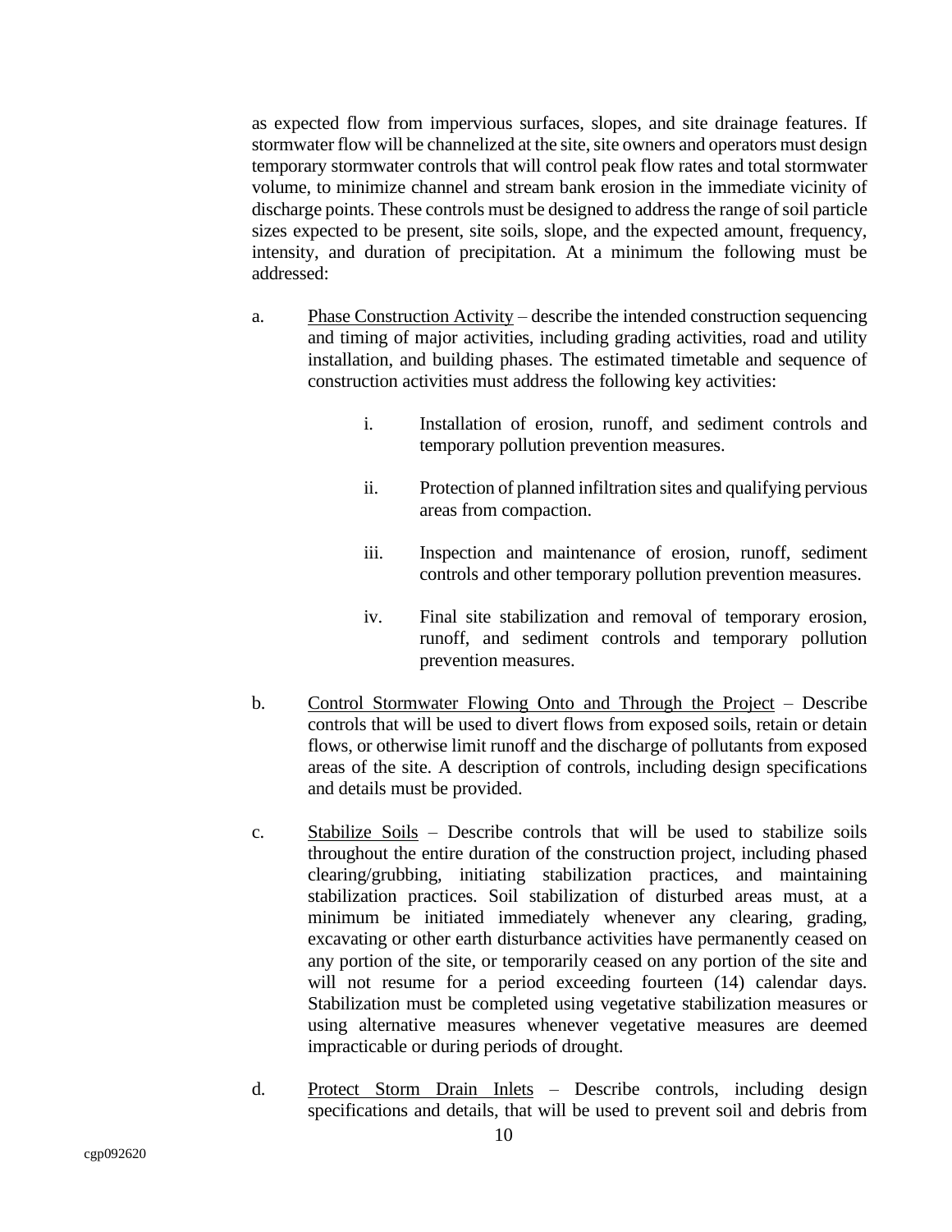as expected flow from impervious surfaces, slopes, and site drainage features. If stormwater flow will be channelized at the site, site owners and operators must design temporary stormwater controls that will control peak flow rates and total stormwater volume, to minimize channel and stream bank erosion in the immediate vicinity of discharge points. These controls must be designed to address the range of soil particle sizes expected to be present, site soils, slope, and the expected amount, frequency, intensity, and duration of precipitation. At a minimum the following must be addressed:

a. <u>Phase Construction Activity</u> – describe the intended construction sequencing and timing of major activities, including grading activities, road and utility installation, and building phases. The estimated timetable and sequence of construction activities must address the following key activities:

   i. Installation of erosion, runoff, and sediment controls and temporary pollution prevention measures.

   ii. Protection of planned infiltration sites and qualifying pervious areas from compaction.

   iii. Inspection and maintenance of erosion, runoff, sediment controls and other temporary pollution prevention measures.

   iv. Final site stabilization and removal of temporary erosion, runoff, and sediment controls and temporary pollution prevention measures.

b. <u>Control Stormwater Flowing Onto and Through the Project</u> – Describe controls that will be used to divert flows from exposed soils, retain or detain flows, or otherwise limit runoff and the discharge of pollutants from exposed areas of the site. A description of controls, including design specifications and details must be provided.

c. <u>Stabilize Soils</u> – Describe controls that will be used to stabilize soils throughout the entire duration of the construction project, including phased clearing/grubbing, initiating stabilization practices, and maintaining stabilization practices. Soil stabilization of disturbed areas must, at a minimum be initiated immediately whenever any clearing, grading, excavating or other earth disturbance activities have permanently ceased on any portion of the site, or temporarily ceased on any portion of the site and will not resume for a period exceeding fourteen (14) calendar days. Stabilization must be completed using vegetative stabilization measures or using alternative measures whenever vegetative measures are deemed impracticable or during periods of drought.

d. <u>Protect Storm Drain Inlets</u> – Describe controls, including design specifications and details, that will be used to prevent soil and debris from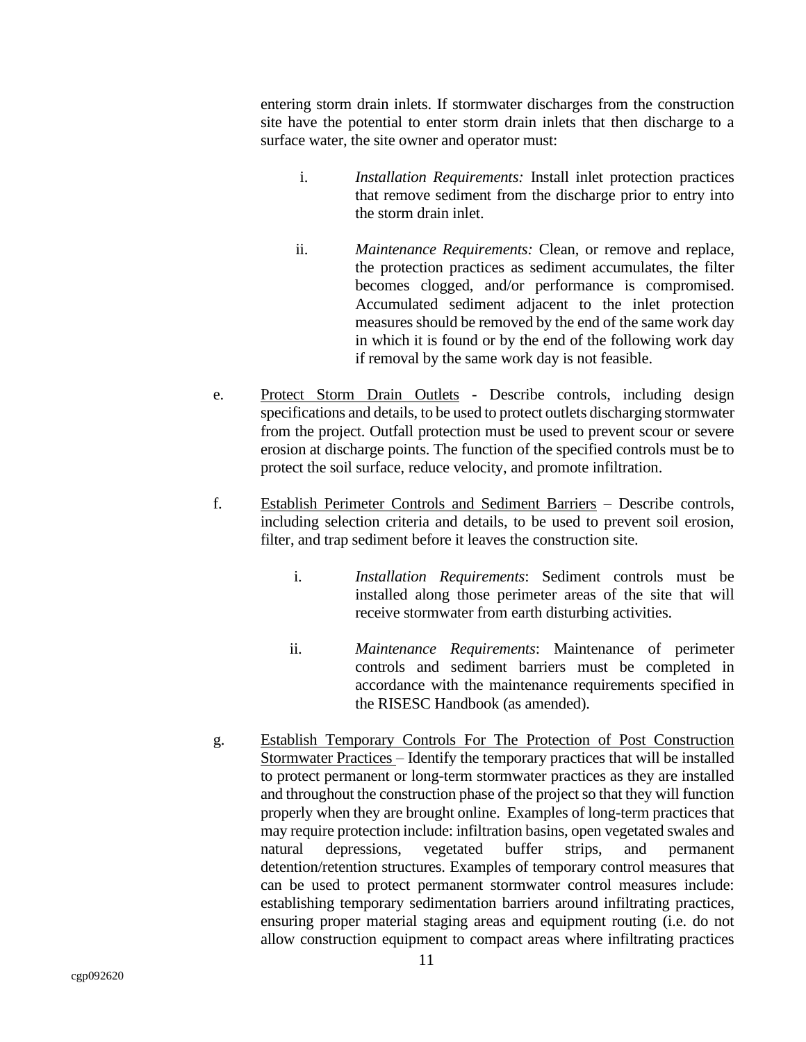entering storm drain inlets. If stormwater discharges from the construction site have the potential to enter storm drain inlets that then discharge to a surface water, the site owner and operator must:

i. *Installation Requirements:* Install inlet protection practices that remove sediment from the discharge prior to entry into the storm drain inlet.

ii. *Maintenance Requirements:* Clean, or remove and replace, the protection practices as sediment accumulates, the filter becomes clogged, and/or performance is compromised. Accumulated sediment adjacent to the inlet protection measures should be removed by the end of the same work day in which it is found or by the end of the following work day if removal by the same work day is not feasible.

e. <u>Protect Storm Drain Outlets</u> - Describe controls, including design specifications and details, to be used to protect outlets discharging stormwater from the project. Outfall protection must be used to prevent scour or severe erosion at discharge points. The function of the specified controls must be to protect the soil surface, reduce velocity, and promote infiltration.

f. <u>Establish Perimeter Controls and Sediment Barriers</u> – Describe controls, including selection criteria and details, to be used to prevent soil erosion, filter, and trap sediment before it leaves the construction site.

i. *Installation Requirements*: Sediment controls must be installed along those perimeter areas of the site that will receive stormwater from earth disturbing activities.

ii. *Maintenance Requirements*: Maintenance of perimeter controls and sediment barriers must be completed in accordance with the maintenance requirements specified in the RISESC Handbook (as amended).

g. <u>Establish Temporary Controls For The Protection of Post Construction Stormwater Practices</u> – Identify the temporary practices that will be installed to protect permanent or long-term stormwater practices as they are installed and throughout the construction phase of the project so that they will function properly when they are brought online. Examples of long-term practices that may require protection include: infiltration basins, open vegetated swales and natural depressions, vegetated buffer strips, and permanent detention/retention structures. Examples of temporary control measures that can be used to protect permanent stormwater control measures include: establishing temporary sedimentation barriers around infiltrating practices, ensuring proper material staging areas and equipment routing (i.e. do not allow construction equipment to compact areas where infiltrating practices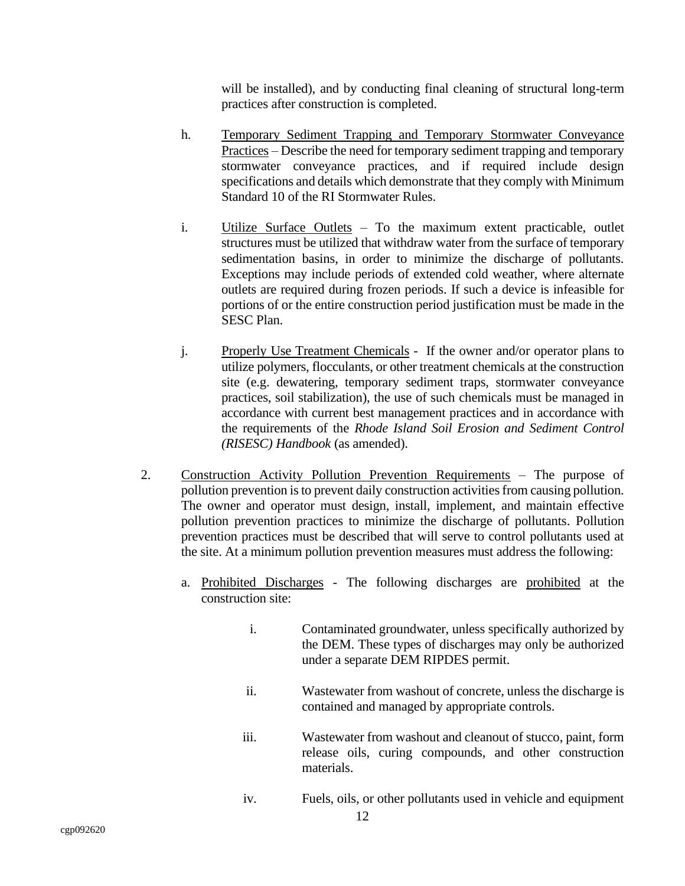will be installed), and by conducting final cleaning of structural long-term practices after construction is completed.

h. Temporary Sediment Trapping and Temporary Stormwater Conveyance Practices – Describe the need for temporary sediment trapping and temporary stormwater conveyance practices, and if required include design specifications and details which demonstrate that they comply with Minimum Standard 10 of the RI Stormwater Rules.

i. Utilize Surface Outlets – To the maximum extent practicable, outlet structures must be utilized that withdraw water from the surface of temporary sedimentation basins, in order to minimize the discharge of pollutants. Exceptions may include periods of extended cold weather, where alternate outlets are required during frozen periods. If such a device is infeasible for portions of or the entire construction period justification must be made in the SESC Plan.

j. Properly Use Treatment Chemicals - If the owner and/or operator plans to utilize polymers, flocculants, or other treatment chemicals at the construction site (e.g. dewatering, temporary sediment traps, stormwater conveyance practices, soil stabilization), the use of such chemicals must be managed in accordance with current best management practices and in accordance with the requirements of the *Rhode Island Soil Erosion and Sediment Control (RISESC) Handbook* (as amended).

2. Construction Activity Pollution Prevention Requirements – The purpose of pollution prevention is to prevent daily construction activities from causing pollution. The owner and operator must design, install, implement, and maintain effective pollution prevention practices to minimize the discharge of pollutants. Pollution prevention practices must be described that will serve to control pollutants used at the site. At a minimum pollution prevention measures must address the following:

   a. Prohibited Discharges - The following discharges are prohibited at the construction site:

      i. Contaminated groundwater, unless specifically authorized by the DEM. These types of discharges may only be authorized under a separate DEM RIPDES permit.

      ii. Wastewater from washout of concrete, unless the discharge is contained and managed by appropriate controls.

      iii. Wastewater from washout and cleanout of stucco, paint, form release oils, curing compounds, and other construction materials.

      iv. Fuels, oils, or other pollutants used in vehicle and equipment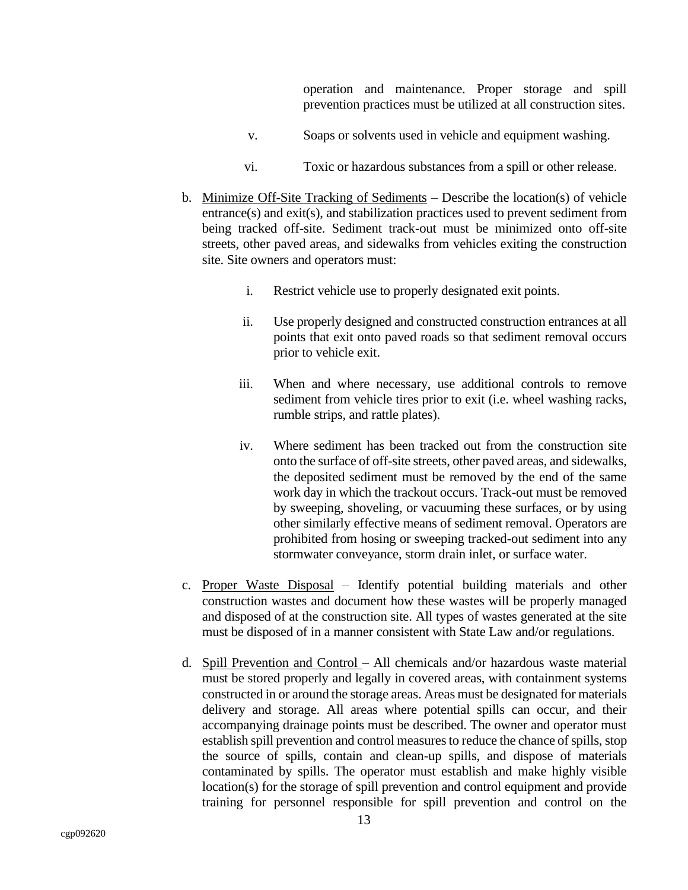operation and maintenance. Proper storage and spill prevention practices must be utilized at all construction sites.

v. Soaps or solvents used in vehicle and equipment washing.

vi. Toxic or hazardous substances from a spill or other release.

b. Minimize Off-Site Tracking of Sediments – Describe the location(s) of vehicle entrance(s) and exit(s), and stabilization practices used to prevent sediment from being tracked off-site. Sediment track-out must be minimized onto off-site streets, other paved areas, and sidewalks from vehicles exiting the construction site. Site owners and operators must:

   i. Restrict vehicle use to properly designated exit points.

   ii. Use properly designed and constructed construction entrances at all points that exit onto paved roads so that sediment removal occurs prior to vehicle exit.

   iii. When and where necessary, use additional controls to remove sediment from vehicle tires prior to exit (i.e. wheel washing racks, rumble strips, and rattle plates).

   iv. Where sediment has been tracked out from the construction site onto the surface of off-site streets, other paved areas, and sidewalks, the deposited sediment must be removed by the end of the same work day in which the trackout occurs. Track-out must be removed by sweeping, shoveling, or vacuuming these surfaces, or by using other similarly effective means of sediment removal. Operators are prohibited from hosing or sweeping tracked-out sediment into any stormwater conveyance, storm drain inlet, or surface water.

c. Proper Waste Disposal – Identify potential building materials and other construction wastes and document how these wastes will be properly managed and disposed of at the construction site. All types of wastes generated at the site must be disposed of in a manner consistent with State Law and/or regulations.

d. Spill Prevention and Control – All chemicals and/or hazardous waste material must be stored properly and legally in covered areas, with containment systems constructed in or around the storage areas. Areas must be designated for materials delivery and storage. All areas where potential spills can occur, and their accompanying drainage points must be described. The owner and operator must establish spill prevention and control measures to reduce the chance of spills, stop the source of spills, contain and clean-up spills, and dispose of materials contaminated by spills. The operator must establish and make highly visible location(s) for the storage of spill prevention and control equipment and provide training for personnel responsible for spill prevention and control on the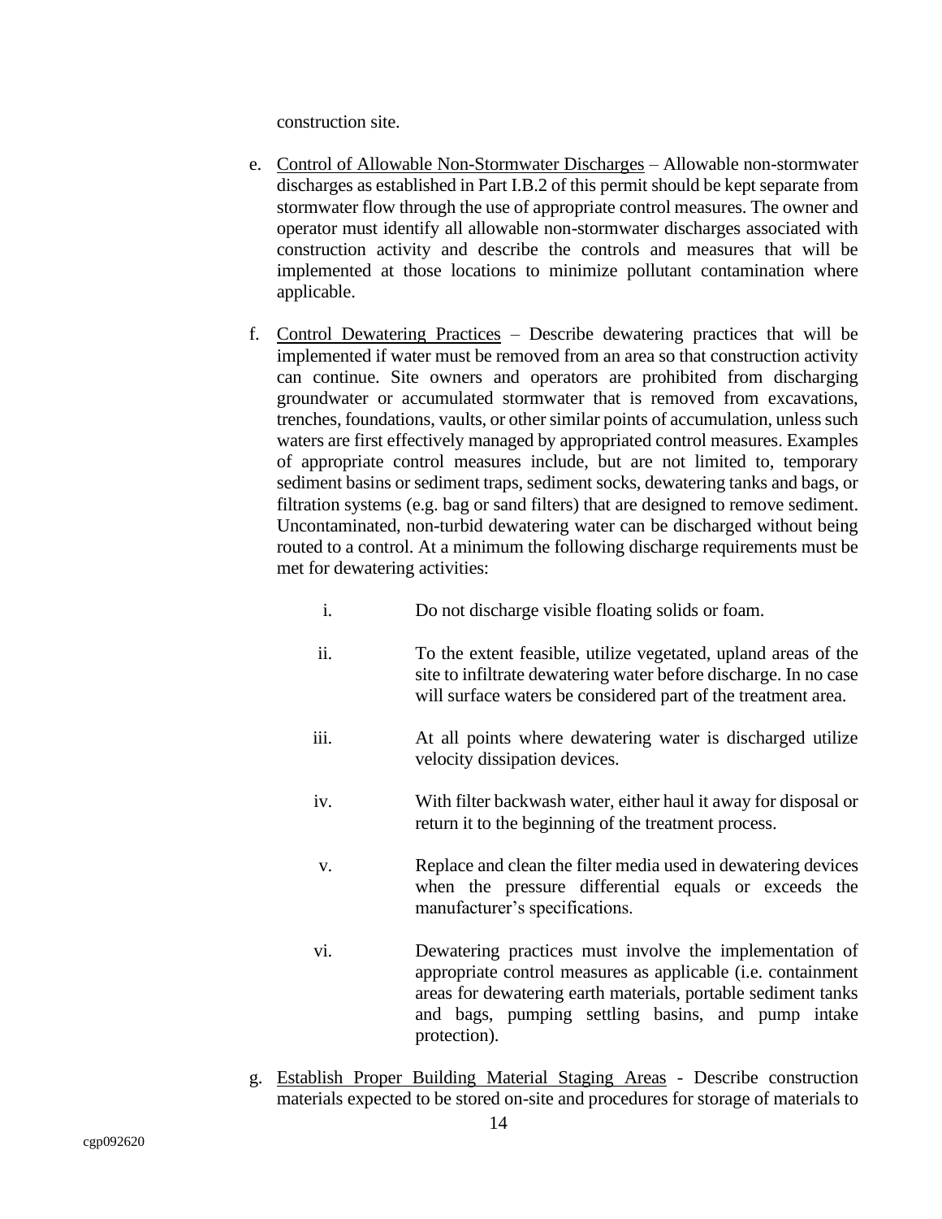construction site.

e. Control of Allowable Non-Stormwater Discharges – Allowable non-stormwater discharges as established in Part I.B.2 of this permit should be kept separate from stormwater flow through the use of appropriate control measures. The owner and operator must identify all allowable non-stormwater discharges associated with construction activity and describe the controls and measures that will be implemented at those locations to minimize pollutant contamination where applicable.

f. Control Dewatering Practices – Describe dewatering practices that will be implemented if water must be removed from an area so that construction activity can continue. Site owners and operators are prohibited from discharging groundwater or accumulated stormwater that is removed from excavations, trenches, foundations, vaults, or other similar points of accumulation, unless such waters are first effectively managed by appropriated control measures. Examples of appropriate control measures include, but are not limited to, temporary sediment basins or sediment traps, sediment socks, dewatering tanks and bags, or filtration systems (e.g. bag or sand filters) that are designed to remove sediment. Uncontaminated, non-turbid dewatering water can be discharged without being routed to a control. At a minimum the following discharge requirements must be met for dewatering activities:

   i. Do not discharge visible floating solids or foam.

   ii. To the extent feasible, utilize vegetated, upland areas of the site to infiltrate dewatering water before discharge. In no case will surface waters be considered part of the treatment area.

   iii. At all points where dewatering water is discharged utilize velocity dissipation devices.

   iv. With filter backwash water, either haul it away for disposal or return it to the beginning of the treatment process.

   v. Replace and clean the filter media used in dewatering devices when the pressure differential equals or exceeds the manufacturer's specifications.

   vi. Dewatering practices must involve the implementation of appropriate control measures as applicable (i.e. containment areas for dewatering earth materials, portable sediment tanks and bags, pumping settling basins, and pump intake protection).

g. Establish Proper Building Material Staging Areas - Describe construction materials expected to be stored on-site and procedures for storage of materials to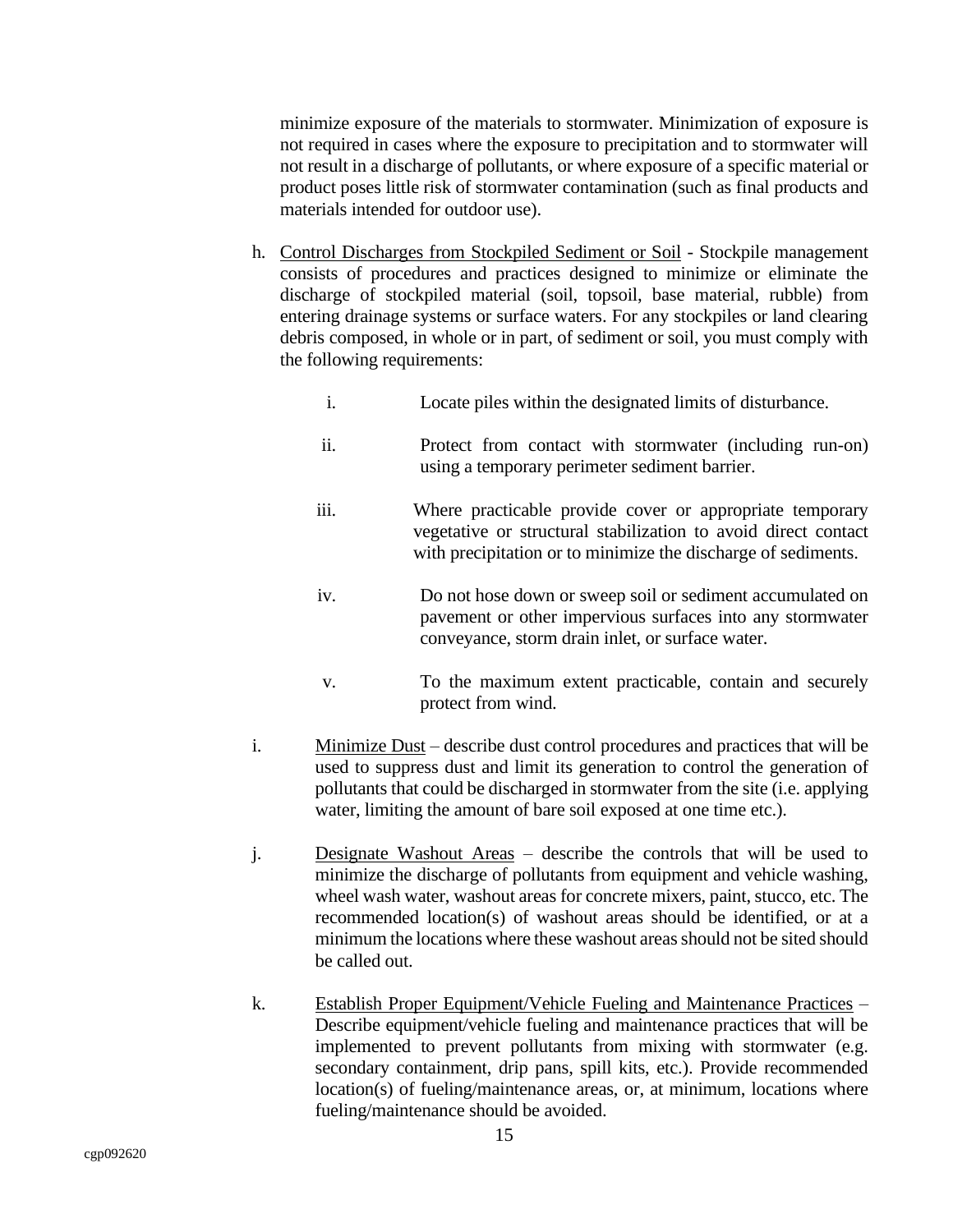minimize exposure of the materials to stormwater. Minimization of exposure is not required in cases where the exposure to precipitation and to stormwater will not result in a discharge of pollutants, or where exposure of a specific material or product poses little risk of stormwater contamination (such as final products and materials intended for outdoor use).

h. Control Discharges from Stockpiled Sediment or Soil - Stockpile management consists of procedures and practices designed to minimize or eliminate the discharge of stockpiled material (soil, topsoil, base material, rubble) from entering drainage systems or surface waters. For any stockpiles or land clearing debris composed, in whole or in part, of sediment or soil, you must comply with the following requirements:

   i. Locate piles within the designated limits of disturbance.

   ii. Protect from contact with stormwater (including run-on) using a temporary perimeter sediment barrier.

   iii. Where practicable provide cover or appropriate temporary vegetative or structural stabilization to avoid direct contact with precipitation or to minimize the discharge of sediments.

   iv. Do not hose down or sweep soil or sediment accumulated on pavement or other impervious surfaces into any stormwater conveyance, storm drain inlet, or surface water.

   v. To the maximum extent practicable, contain and securely protect from wind.

i. Minimize Dust – describe dust control procedures and practices that will be used to suppress dust and limit its generation to control the generation of pollutants that could be discharged in stormwater from the site (i.e. applying water, limiting the amount of bare soil exposed at one time etc.).

j. Designate Washout Areas – describe the controls that will be used to minimize the discharge of pollutants from equipment and vehicle washing, wheel wash water, washout areas for concrete mixers, paint, stucco, etc. The recommended location(s) of washout areas should be identified, or at a minimum the locations where these washout areas should not be sited should be called out.

k. Establish Proper Equipment/Vehicle Fueling and Maintenance Practices – Describe equipment/vehicle fueling and maintenance practices that will be implemented to prevent pollutants from mixing with stormwater (e.g. secondary containment, drip pans, spill kits, etc.). Provide recommended location(s) of fueling/maintenance areas, or, at minimum, locations where fueling/maintenance should be avoided.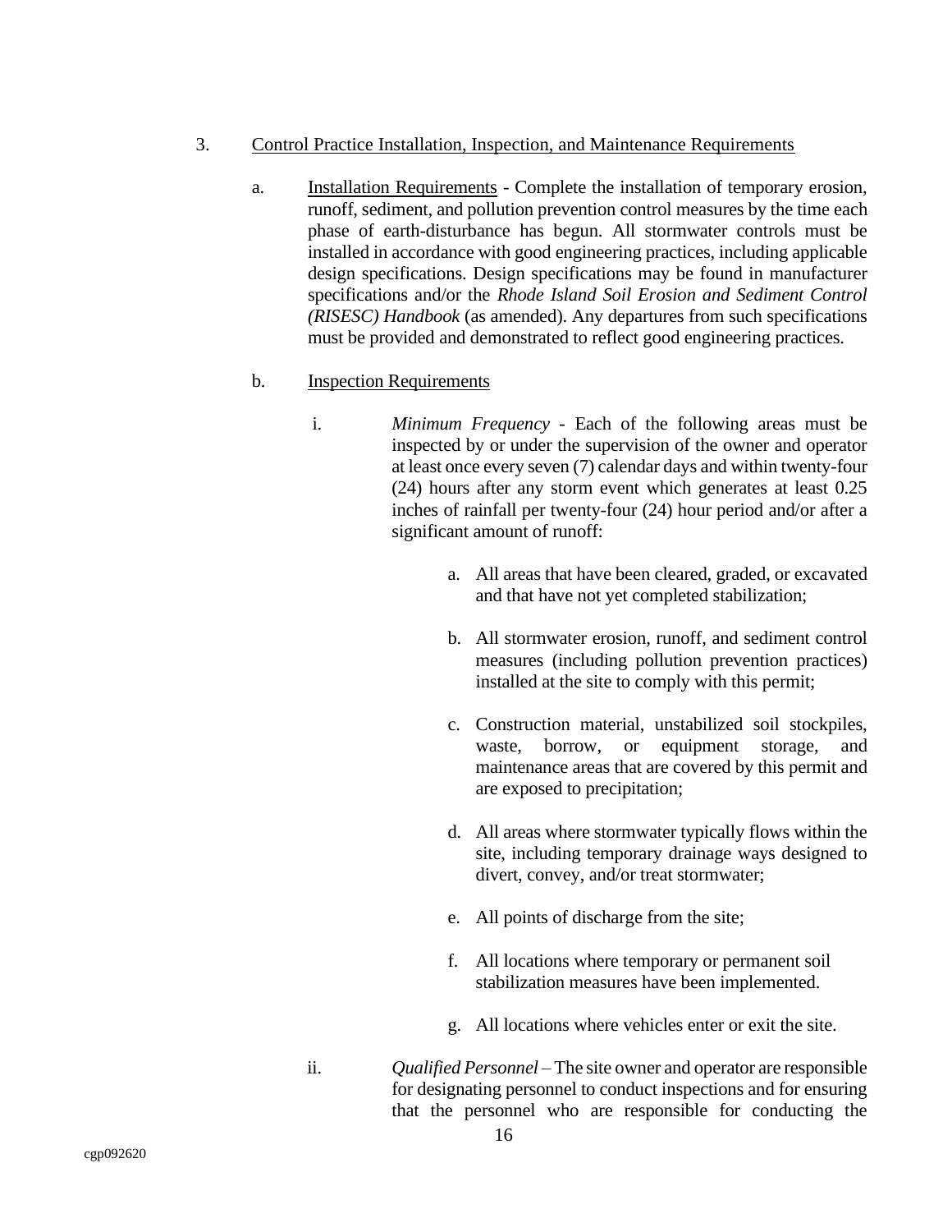3. Control Practice Installation, Inspection, and Maintenance Requirements

   a. Installation Requirements - Complete the installation of temporary erosion, runoff, sediment, and pollution prevention control measures by the time each phase of earth-disturbance has begun. All stormwater controls must be installed in accordance with good engineering practices, including applicable design specifications. Design specifications may be found in manufacturer specifications and/or the *Rhode Island Soil Erosion and Sediment Control (RISESC) Handbook* (as amended). Any departures from such specifications must be provided and demonstrated to reflect good engineering practices.

   b. Inspection Requirements

      i. *Minimum Frequency* - Each of the following areas must be inspected by or under the supervision of the owner and operator at least once every seven (7) calendar days and within twenty-four (24) hours after any storm event which generates at least 0.25 inches of rainfall per twenty-four (24) hour period and/or after a significant amount of runoff:

         a. All areas that have been cleared, graded, or excavated and that have not yet completed stabilization;

         b. All stormwater erosion, runoff, and sediment control measures (including pollution prevention practices) installed at the site to comply with this permit;

         c. Construction material, unstabilized soil stockpiles, waste, borrow, or equipment storage, and maintenance areas that are covered by this permit and are exposed to precipitation;

         d. All areas where stormwater typically flows within the site, including temporary drainage ways designed to divert, convey, and/or treat stormwater;

         e. All points of discharge from the site;

         f. All locations where temporary or permanent soil stabilization measures have been implemented.

         g. All locations where vehicles enter or exit the site.

      ii. *Qualified Personnel* – The site owner and operator are responsible for designating personnel to conduct inspections and for ensuring that the personnel who are responsible for conducting the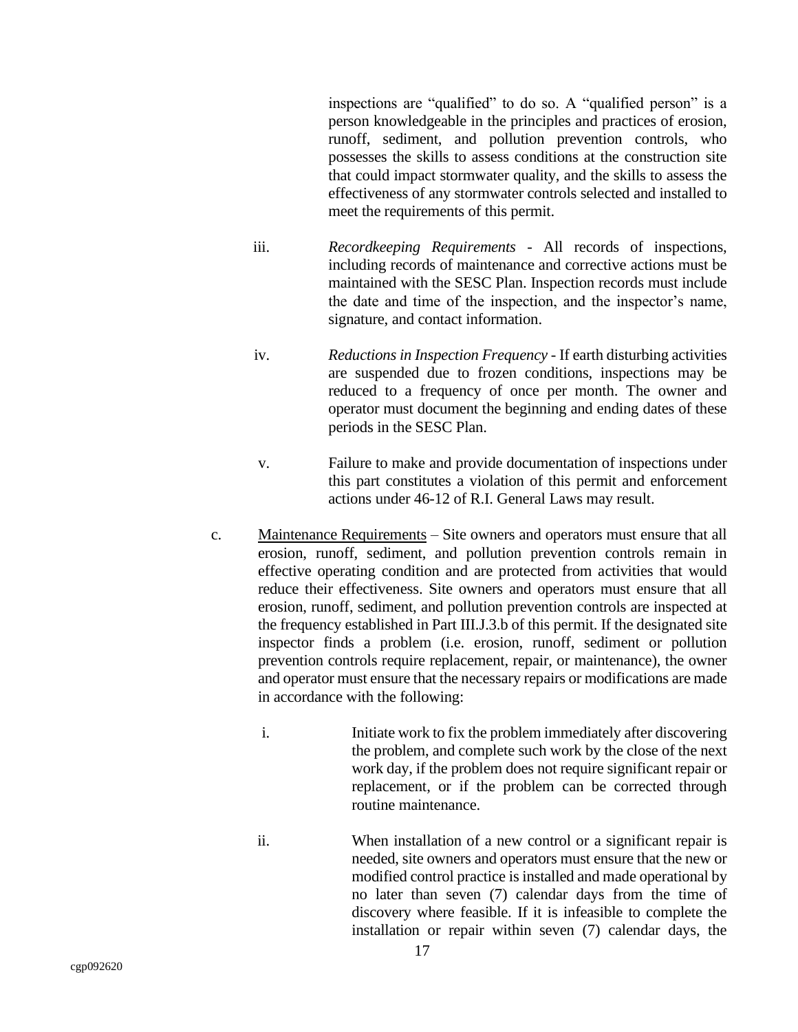inspections are "qualified" to do so. A "qualified person" is a person knowledgeable in the principles and practices of erosion, runoff, sediment, and pollution prevention controls, who possesses the skills to assess conditions at the construction site that could impact stormwater quality, and the skills to assess the effectiveness of any stormwater controls selected and installed to meet the requirements of this permit.

iii. *Recordkeeping Requirements* - All records of inspections, including records of maintenance and corrective actions must be maintained with the SESC Plan. Inspection records must include the date and time of the inspection, and the inspector's name, signature, and contact information.

iv. *Reductions in Inspection Frequency* - If earth disturbing activities are suspended due to frozen conditions, inspections may be reduced to a frequency of once per month. The owner and operator must document the beginning and ending dates of these periods in the SESC Plan.

v. Failure to make and provide documentation of inspections under this part constitutes a violation of this permit and enforcement actions under 46-12 of R.I. General Laws may result.

c. Maintenance Requirements – Site owners and operators must ensure that all erosion, runoff, sediment, and pollution prevention controls remain in effective operating condition and are protected from activities that would reduce their effectiveness. Site owners and operators must ensure that all erosion, runoff, sediment, and pollution prevention controls are inspected at the frequency established in Part III.J.3.b of this permit. If the designated site inspector finds a problem (i.e. erosion, runoff, sediment or pollution prevention controls require replacement, repair, or maintenance), the owner and operator must ensure that the necessary repairs or modifications are made in accordance with the following:

i. Initiate work to fix the problem immediately after discovering the problem, and complete such work by the close of the next work day, if the problem does not require significant repair or replacement, or if the problem can be corrected through routine maintenance.

ii. When installation of a new control or a significant repair is needed, site owners and operators must ensure that the new or modified control practice is installed and made operational by no later than seven (7) calendar days from the time of discovery where feasible. If it is infeasible to complete the installation or repair within seven (7) calendar days, the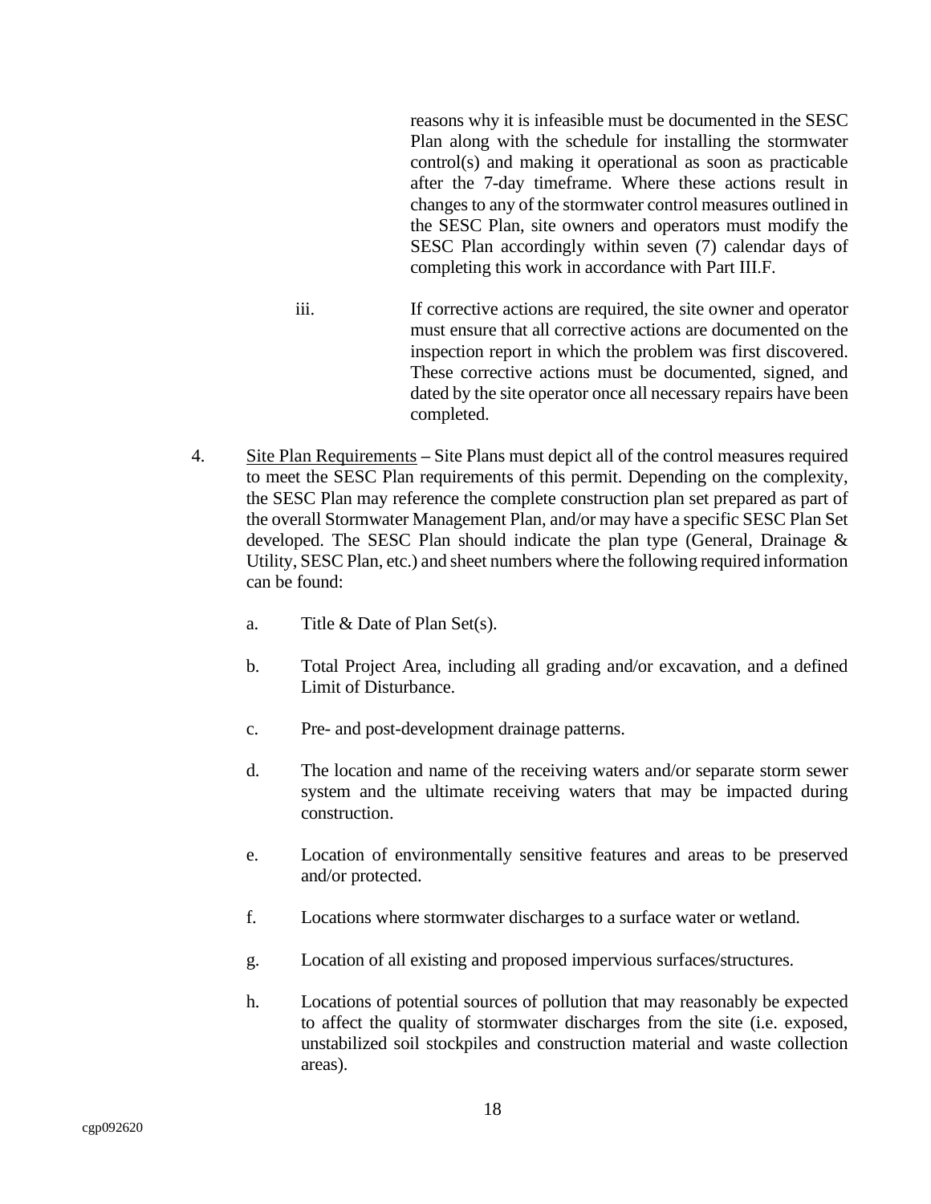reasons why it is infeasible must be documented in the SESC Plan along with the schedule for installing the stormwater control(s) and making it operational as soon as practicable after the 7-day timeframe. Where these actions result in changes to any of the stormwater control measures outlined in the SESC Plan, site owners and operators must modify the SESC Plan accordingly within seven (7) calendar days of completing this work in accordance with Part III.F.

iii. If corrective actions are required, the site owner and operator must ensure that all corrective actions are documented on the inspection report in which the problem was first discovered. These corrective actions must be documented, signed, and dated by the site operator once all necessary repairs have been completed.

4. <u>Site Plan Requirements</u> – Site Plans must depict all of the control measures required to meet the SESC Plan requirements of this permit. Depending on the complexity, the SESC Plan may reference the complete construction plan set prepared as part of the overall Stormwater Management Plan, and/or may have a specific SESC Plan Set developed. The SESC Plan should indicate the plan type (General, Drainage & Utility, SESC Plan, etc.) and sheet numbers where the following required information can be found:

   a. Title & Date of Plan Set(s).

   b. Total Project Area, including all grading and/or excavation, and a defined Limit of Disturbance.

   c. Pre- and post-development drainage patterns.

   d. The location and name of the receiving waters and/or separate storm sewer system and the ultimate receiving waters that may be impacted during construction.

   e. Location of environmentally sensitive features and areas to be preserved and/or protected.

   f. Locations where stormwater discharges to a surface water or wetland.

   g. Location of all existing and proposed impervious surfaces/structures.

   h. Locations of potential sources of pollution that may reasonably be expected to affect the quality of stormwater discharges from the site (i.e. exposed, unstabilized soil stockpiles and construction material and waste collection areas).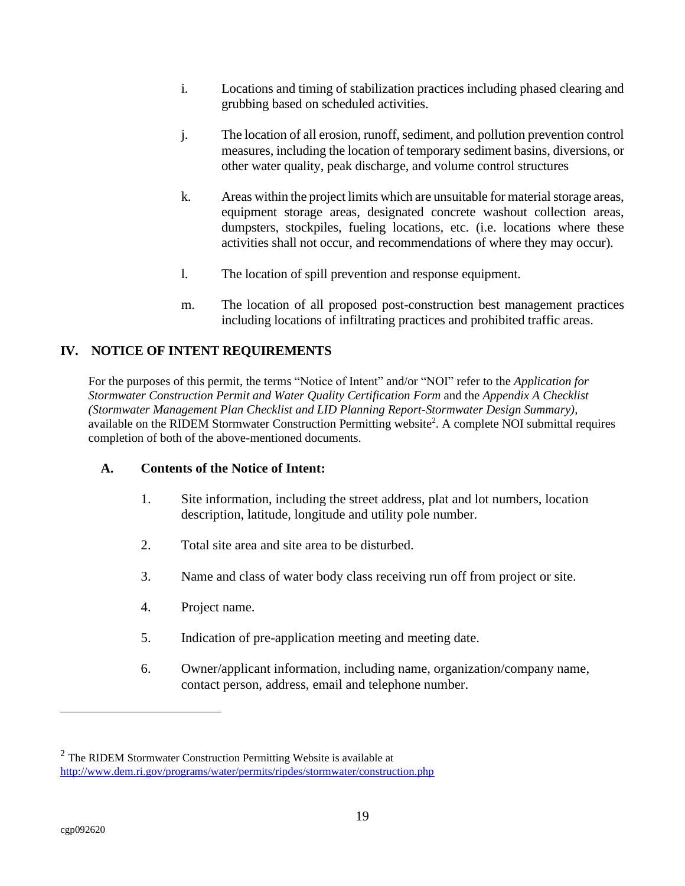i. Locations and timing of stabilization practices including phased clearing and grubbing based on scheduled activities.

j. The location of all erosion, runoff, sediment, and pollution prevention control measures, including the location of temporary sediment basins, diversions, or other water quality, peak discharge, and volume control structures

k. Areas within the project limits which are unsuitable for material storage areas, equipment storage areas, designated concrete washout collection areas, dumpsters, stockpiles, fueling locations, etc. (i.e. locations where these activities shall not occur, and recommendations of where they may occur).

l. The location of spill prevention and response equipment.

m. The location of all proposed post-construction best management practices including locations of infiltrating practices and prohibited traffic areas.

## IV. NOTICE OF INTENT REQUIREMENTS

For the purposes of this permit, the terms "Notice of Intent" and/or "NOI" refer to the *Application for Stormwater Construction Permit and Water Quality Certification Form* and the *Appendix A Checklist (Stormwater Management Plan Checklist and LID Planning Report-Stormwater Design Summary),* available on the RIDEM Stormwater Construction Permitting website[2]. A complete NOI submittal requires completion of both of the above-mentioned documents.

### A. Contents of the Notice of Intent:

1. Site information, including the street address, plat and lot numbers, location description, latitude, longitude and utility pole number.

2. Total site area and site area to be disturbed.

3. Name and class of water body class receiving run off from project or site.

4. Project name.

5. Indication of pre-application meeting and meeting date.

6. Owner/applicant information, including name, organization/company name, contact person, address, email and telephone number.

---

[2] The RIDEM Stormwater Construction Permitting Website is available at http://www.dem.ri.gov/programs/water/permits/ripdes/stormwater/construction.php

cgp092620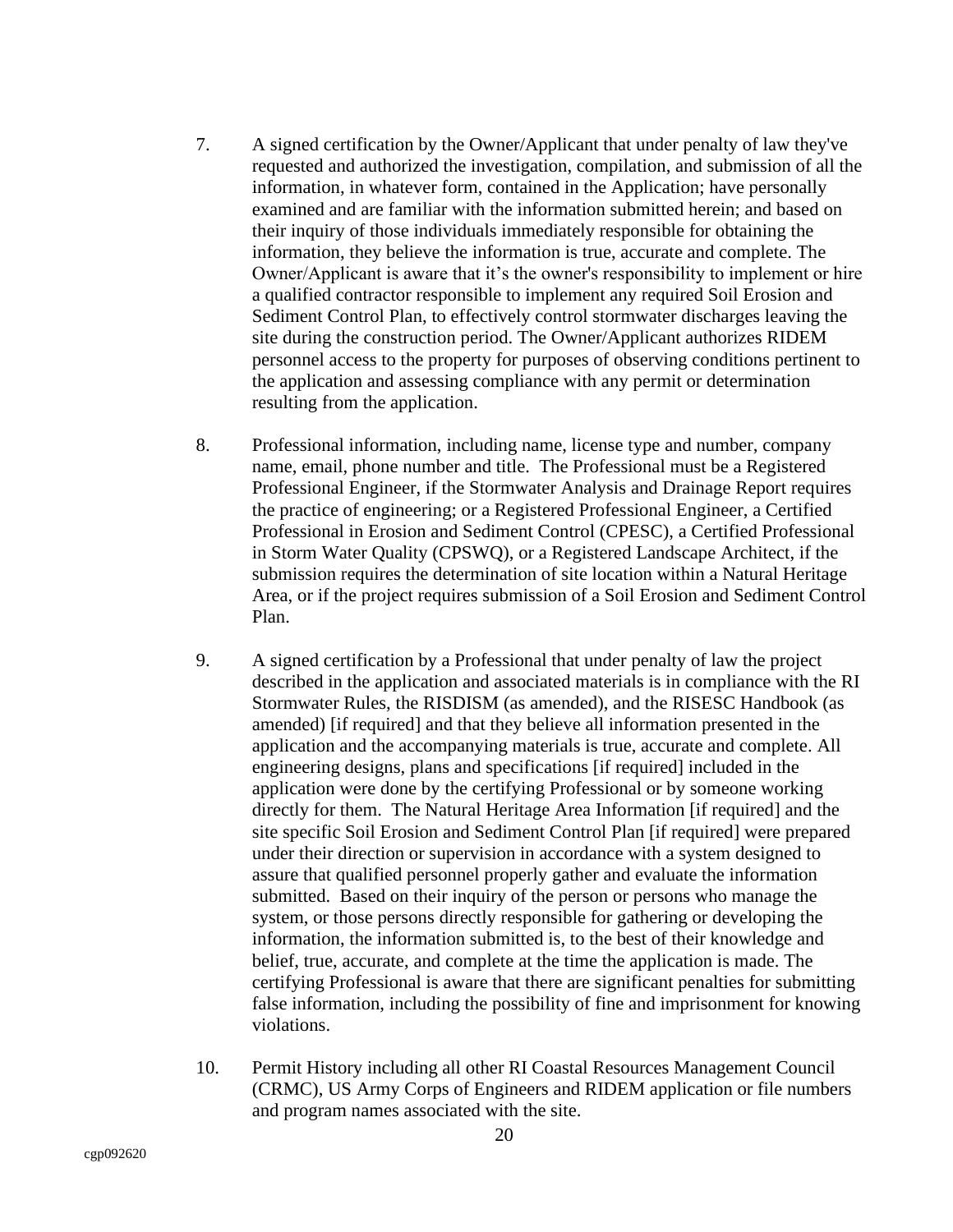7. A signed certification by the Owner/Applicant that under penalty of law they've requested and authorized the investigation, compilation, and submission of all the information, in whatever form, contained in the Application; have personally examined and are familiar with the information submitted herein; and based on their inquiry of those individuals immediately responsible for obtaining the information, they believe the information is true, accurate and complete. The Owner/Applicant is aware that it's the owner's responsibility to implement or hire a qualified contractor responsible to implement any required Soil Erosion and Sediment Control Plan, to effectively control stormwater discharges leaving the site during the construction period. The Owner/Applicant authorizes RIDEM personnel access to the property for purposes of observing conditions pertinent to the application and assessing compliance with any permit or determination resulting from the application.

8. Professional information, including name, license type and number, company name, email, phone number and title. The Professional must be a Registered Professional Engineer, if the Stormwater Analysis and Drainage Report requires the practice of engineering; or a Registered Professional Engineer, a Certified Professional in Erosion and Sediment Control (CPESC), a Certified Professional in Storm Water Quality (CPSWQ), or a Registered Landscape Architect, if the submission requires the determination of site location within a Natural Heritage Area, or if the project requires submission of a Soil Erosion and Sediment Control Plan.

9. A signed certification by a Professional that under penalty of law the project described in the application and associated materials is in compliance with the RI Stormwater Rules, the RISDISM (as amended), and the RISESC Handbook (as amended) [if required] and that they believe all information presented in the application and the accompanying materials is true, accurate and complete. All engineering designs, plans and specifications [if required] included in the application were done by the certifying Professional or by someone working directly for them. The Natural Heritage Area Information [if required] and the site specific Soil Erosion and Sediment Control Plan [if required] were prepared under their direction or supervision in accordance with a system designed to assure that qualified personnel properly gather and evaluate the information submitted. Based on their inquiry of the person or persons who manage the system, or those persons directly responsible for gathering or developing the information, the information submitted is, to the best of their knowledge and belief, true, accurate, and complete at the time the application is made. The certifying Professional is aware that there are significant penalties for submitting false information, including the possibility of fine and imprisonment for knowing violations.

10. Permit History including all other RI Coastal Resources Management Council (CRMC), US Army Corps of Engineers and RIDEM application or file numbers and program names associated with the site.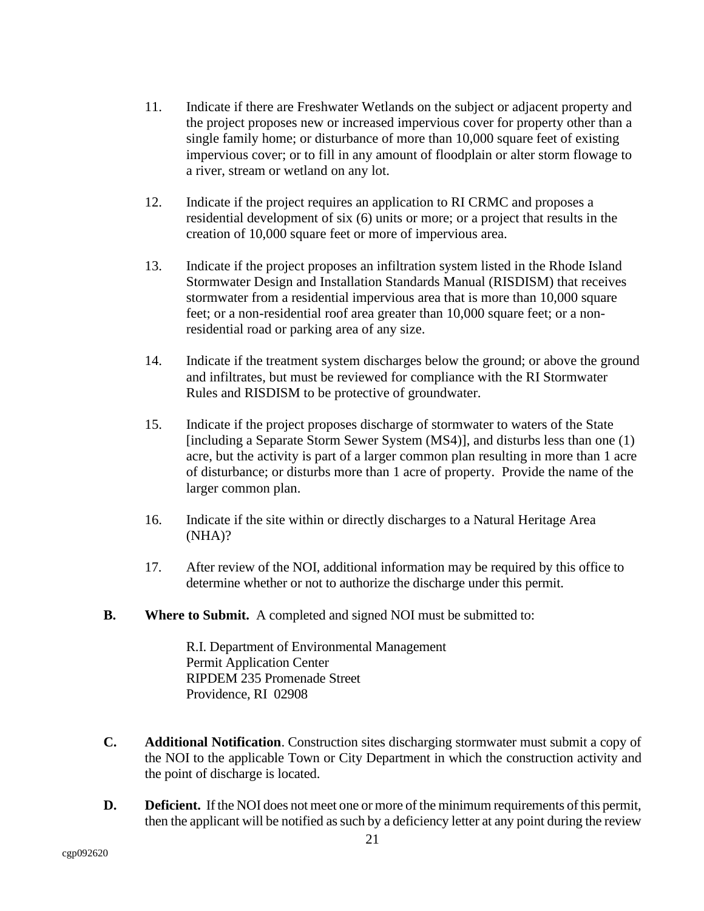11. Indicate if there are Freshwater Wetlands on the subject or adjacent property and the project proposes new or increased impervious cover for property other than a single family home; or disturbance of more than 10,000 square feet of existing impervious cover; or to fill in any amount of floodplain or alter storm flowage to a river, stream or wetland on any lot.

12. Indicate if the project requires an application to RI CRMC and proposes a residential development of six (6) units or more; or a project that results in the creation of 10,000 square feet or more of impervious area.

13. Indicate if the project proposes an infiltration system listed in the Rhode Island Stormwater Design and Installation Standards Manual (RISDISM) that receives stormwater from a residential impervious area that is more than 10,000 square feet; or a non-residential roof area greater than 10,000 square feet; or a non-residential road or parking area of any size.

14. Indicate if the treatment system discharges below the ground; or above the ground and infiltrates, but must be reviewed for compliance with the RI Stormwater Rules and RISDISM to be protective of groundwater.

15. Indicate if the project proposes discharge of stormwater to waters of the State [including a Separate Storm Sewer System (MS4)], and disturbs less than one (1) acre, but the activity is part of a larger common plan resulting in more than 1 acre of disturbance; or disturbs more than 1 acre of property. Provide the name of the larger common plan.

16. Indicate if the site within or directly discharges to a Natural Heritage Area (NHA)?

17. After review of the NOI, additional information may be required by this office to determine whether or not to authorize the discharge under this permit.

**B. Where to Submit.** A completed and signed NOI must be submitted to:

R.I. Department of Environmental Management
Permit Application Center
RIPDEM 235 Promenade Street
Providence, RI 02908

**C. Additional Notification**. Construction sites discharging stormwater must submit a copy of the NOI to the applicable Town or City Department in which the construction activity and the point of discharge is located.

**D. Deficient.** If the NOI does not meet one or more of the minimum requirements of this permit, then the applicant will be notified as such by a deficiency letter at any point during the review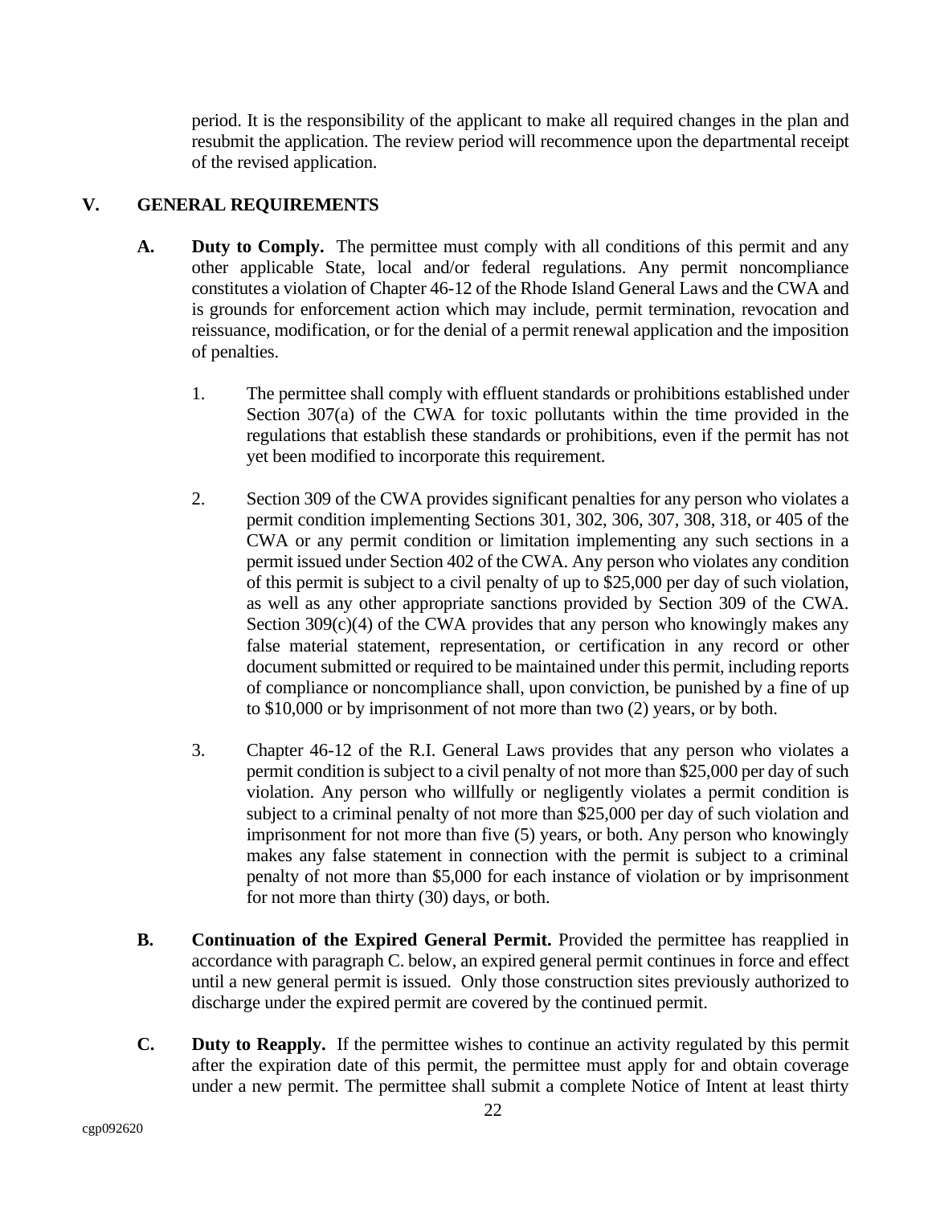period. It is the responsibility of the applicant to make all required changes in the plan and resubmit the application. The review period will recommence upon the departmental receipt of the revised application.

## V. GENERAL REQUIREMENTS

**A. Duty to Comply.** The permittee must comply with all conditions of this permit and any other applicable State, local and/or federal regulations. Any permit noncompliance constitutes a violation of Chapter 46-12 of the Rhode Island General Laws and the CWA and is grounds for enforcement action which may include, permit termination, revocation and reissuance, modification, or for the denial of a permit renewal application and the imposition of penalties.

1. The permittee shall comply with effluent standards or prohibitions established under Section 307(a) of the CWA for toxic pollutants within the time provided in the regulations that establish these standards or prohibitions, even if the permit has not yet been modified to incorporate this requirement.

2. Section 309 of the CWA provides significant penalties for any person who violates a permit condition implementing Sections 301, 302, 306, 307, 308, 318, or 405 of the CWA or any permit condition or limitation implementing any such sections in a permit issued under Section 402 of the CWA. Any person who violates any condition of this permit is subject to a civil penalty of up to $25,000 per day of such violation, as well as any other appropriate sanctions provided by Section 309 of the CWA. Section 309(c)(4) of the CWA provides that any person who knowingly makes any false material statement, representation, or certification in any record or other document submitted or required to be maintained under this permit, including reports of compliance or noncompliance shall, upon conviction, be punished by a fine of up to $10,000 or by imprisonment of not more than two (2) years, or by both.

3. Chapter 46-12 of the R.I. General Laws provides that any person who violates a permit condition is subject to a civil penalty of not more than $25,000 per day of such violation. Any person who willfully or negligently violates a permit condition is subject to a criminal penalty of not more than $25,000 per day of such violation and imprisonment for not more than five (5) years, or both. Any person who knowingly makes any false statement in connection with the permit is subject to a criminal penalty of not more than $5,000 for each instance of violation or by imprisonment for not more than thirty (30) days, or both.

**B. Continuation of the Expired General Permit.** Provided the permittee has reapplied in accordance with paragraph C. below, an expired general permit continues in force and effect until a new general permit is issued. Only those construction sites previously authorized to discharge under the expired permit are covered by the continued permit.

**C. Duty to Reapply.** If the permittee wishes to continue an activity regulated by this permit after the expiration date of this permit, the permittee must apply for and obtain coverage under a new permit. The permittee shall submit a complete Notice of Intent at least thirty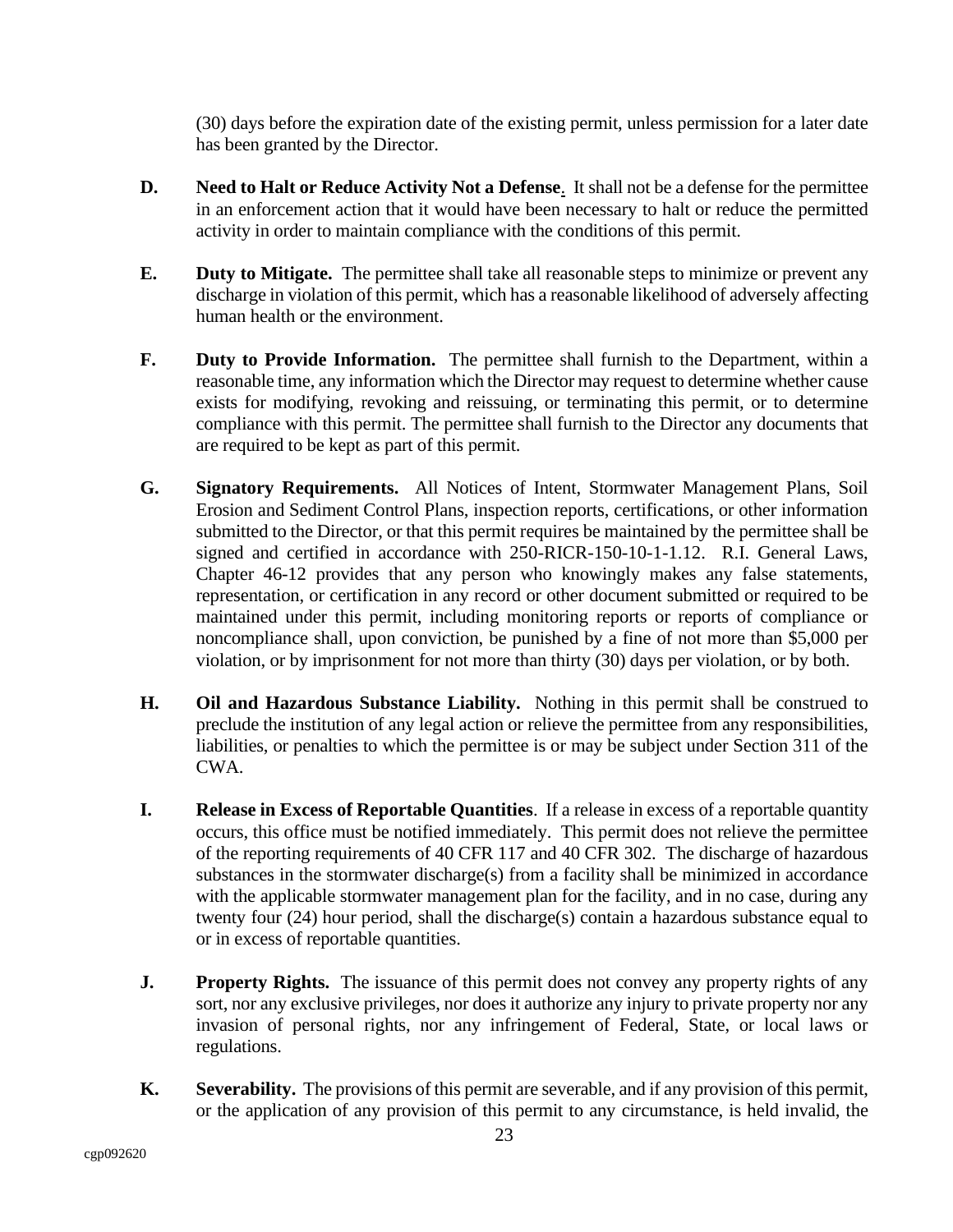(30) days before the expiration date of the existing permit, unless permission for a later date has been granted by the Director.

**D. Need to Halt or Reduce Activity Not a Defense**. It shall not be a defense for the permittee in an enforcement action that it would have been necessary to halt or reduce the permitted activity in order to maintain compliance with the conditions of this permit.

**E. Duty to Mitigate.** The permittee shall take all reasonable steps to minimize or prevent any discharge in violation of this permit, which has a reasonable likelihood of adversely affecting human health or the environment.

**F. Duty to Provide Information.** The permittee shall furnish to the Department, within a reasonable time, any information which the Director may request to determine whether cause exists for modifying, revoking and reissuing, or terminating this permit, or to determine compliance with this permit. The permittee shall furnish to the Director any documents that are required to be kept as part of this permit.

**G. Signatory Requirements.** All Notices of Intent, Stormwater Management Plans, Soil Erosion and Sediment Control Plans, inspection reports, certifications, or other information submitted to the Director, or that this permit requires be maintained by the permittee shall be signed and certified in accordance with 250-RICR-150-10-1-1.12. R.I. General Laws, Chapter 46-12 provides that any person who knowingly makes any false statements, representation, or certification in any record or other document submitted or required to be maintained under this permit, including monitoring reports or reports of compliance or noncompliance shall, upon conviction, be punished by a fine of not more than $5,000 per violation, or by imprisonment for not more than thirty (30) days per violation, or by both.

**H. Oil and Hazardous Substance Liability.** Nothing in this permit shall be construed to preclude the institution of any legal action or relieve the permittee from any responsibilities, liabilities, or penalties to which the permittee is or may be subject under Section 311 of the CWA.

**I. Release in Excess of Reportable Quantities**. If a release in excess of a reportable quantity occurs, this office must be notified immediately. This permit does not relieve the permittee of the reporting requirements of 40 CFR 117 and 40 CFR 302. The discharge of hazardous substances in the stormwater discharge(s) from a facility shall be minimized in accordance with the applicable stormwater management plan for the facility, and in no case, during any twenty four (24) hour period, shall the discharge(s) contain a hazardous substance equal to or in excess of reportable quantities.

**J. Property Rights.** The issuance of this permit does not convey any property rights of any sort, nor any exclusive privileges, nor does it authorize any injury to private property nor any invasion of personal rights, nor any infringement of Federal, State, or local laws or regulations.

**K. Severability.** The provisions of this permit are severable, and if any provision of this permit, or the application of any provision of this permit to any circumstance, is held invalid, the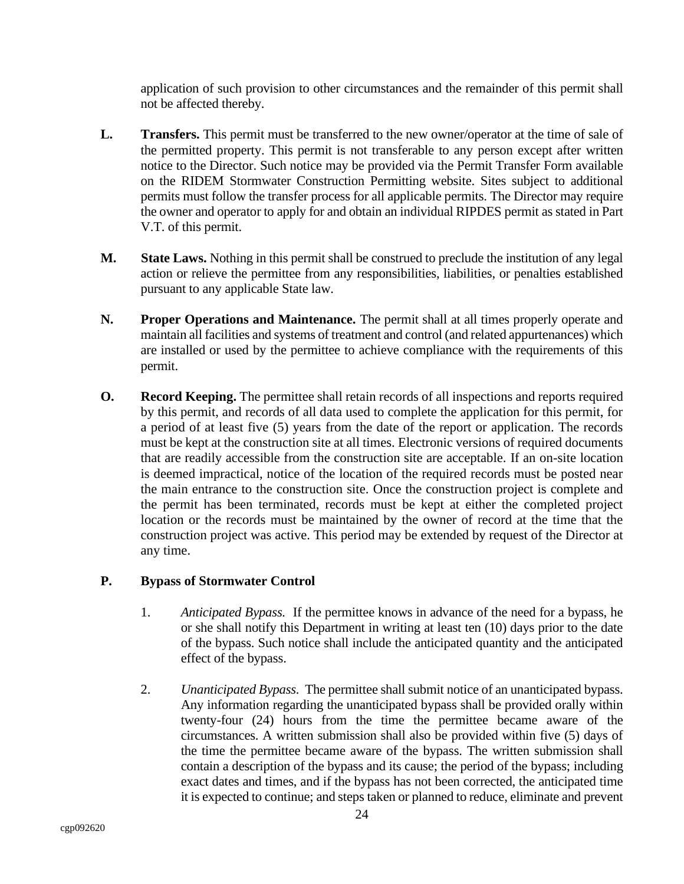application of such provision to other circumstances and the remainder of this permit shall not be affected thereby.

**L. Transfers.** This permit must be transferred to the new owner/operator at the time of sale of the permitted property. This permit is not transferable to any person except after written notice to the Director. Such notice may be provided via the Permit Transfer Form available on the RIDEM Stormwater Construction Permitting website. Sites subject to additional permits must follow the transfer process for all applicable permits. The Director may require the owner and operator to apply for and obtain an individual RIPDES permit as stated in Part V.T. of this permit.

**M. State Laws.** Nothing in this permit shall be construed to preclude the institution of any legal action or relieve the permittee from any responsibilities, liabilities, or penalties established pursuant to any applicable State law.

**N. Proper Operations and Maintenance.** The permit shall at all times properly operate and maintain all facilities and systems of treatment and control (and related appurtenances) which are installed or used by the permittee to achieve compliance with the requirements of this permit.

**O. Record Keeping.** The permittee shall retain records of all inspections and reports required by this permit, and records of all data used to complete the application for this permit, for a period of at least five (5) years from the date of the report or application. The records must be kept at the construction site at all times. Electronic versions of required documents that are readily accessible from the construction site are acceptable. If an on-site location is deemed impractical, notice of the location of the required records must be posted near the main entrance to the construction site. Once the construction project is complete and the permit has been terminated, records must be kept at either the completed project location or the records must be maintained by the owner of record at the time that the construction project was active. This period may be extended by request of the Director at any time.

**P. Bypass of Stormwater Control**

1. *Anticipated Bypass.* If the permittee knows in advance of the need for a bypass, he or she shall notify this Department in writing at least ten (10) days prior to the date of the bypass. Such notice shall include the anticipated quantity and the anticipated effect of the bypass.

2. *Unanticipated Bypass.* The permittee shall submit notice of an unanticipated bypass. Any information regarding the unanticipated bypass shall be provided orally within twenty-four (24) hours from the time the permittee became aware of the circumstances. A written submission shall also be provided within five (5) days of the time the permittee became aware of the bypass. The written submission shall contain a description of the bypass and its cause; the period of the bypass; including exact dates and times, and if the bypass has not been corrected, the anticipated time it is expected to continue; and steps taken or planned to reduce, eliminate and prevent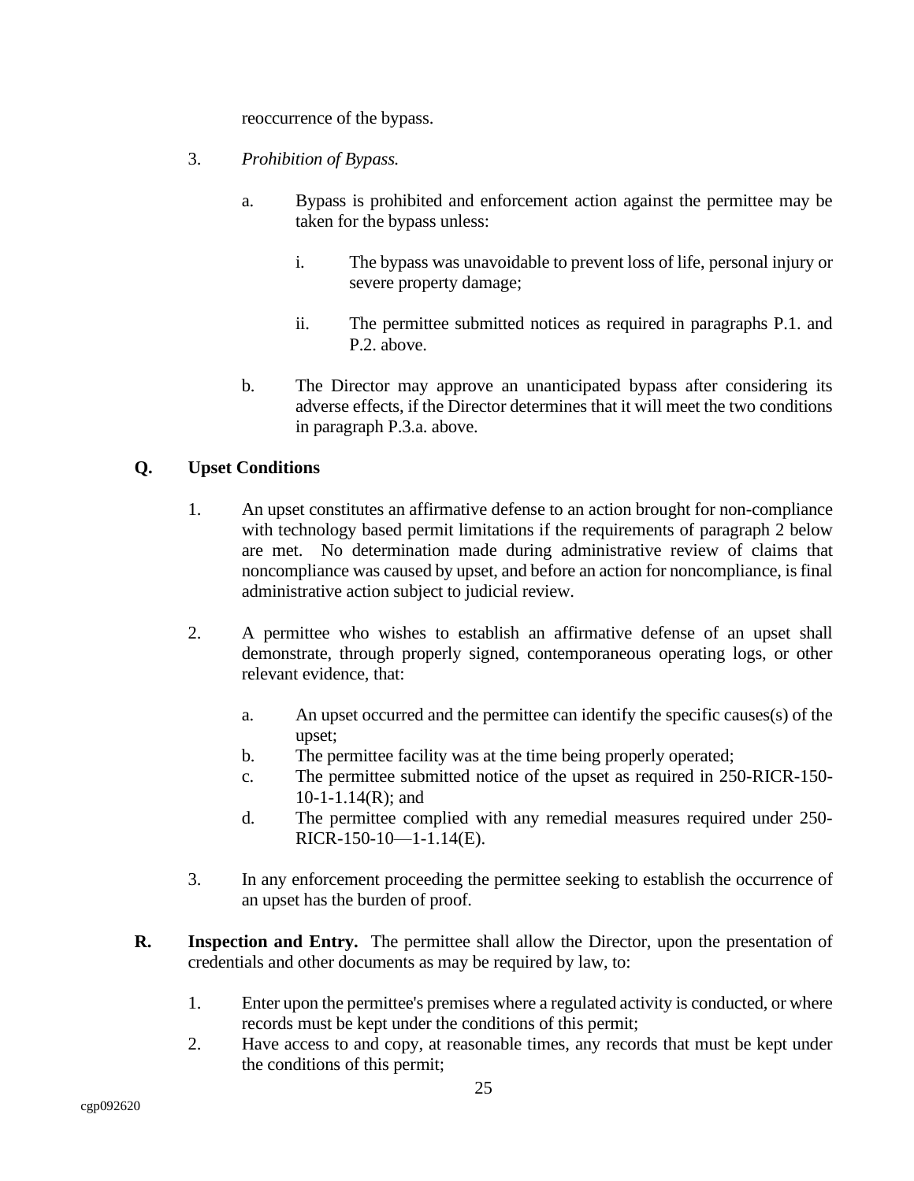reoccurrence of the bypass.

3. *Prohibition of Bypass.*

   a. Bypass is prohibited and enforcement action against the permittee may be taken for the bypass unless:

      i. The bypass was unavoidable to prevent loss of life, personal injury or severe property damage;

      ii. The permittee submitted notices as required in paragraphs P.1. and P.2. above.

   b. The Director may approve an unanticipated bypass after considering its adverse effects, if the Director determines that it will meet the two conditions in paragraph P.3.a. above.

**Q. Upset Conditions**

1. An upset constitutes an affirmative defense to an action brought for non-compliance with technology based permit limitations if the requirements of paragraph 2 below are met. No determination made during administrative review of claims that noncompliance was caused by upset, and before an action for noncompliance, is final administrative action subject to judicial review.

2. A permittee who wishes to establish an affirmative defense of an upset shall demonstrate, through properly signed, contemporaneous operating logs, or other relevant evidence, that:

   a. An upset occurred and the permittee can identify the specific causes(s) of the upset;
   b. The permittee facility was at the time being properly operated;
   c. The permittee submitted notice of the upset as required in 250-RICR-150-10-1-1.14(R); and
   d. The permittee complied with any remedial measures required under 250-RICR-150-10—1-1.14(E).

3. In any enforcement proceeding the permittee seeking to establish the occurrence of an upset has the burden of proof.

**R. Inspection and Entry.** The permittee shall allow the Director, upon the presentation of credentials and other documents as may be required by law, to:

1. Enter upon the permittee's premises where a regulated activity is conducted, or where records must be kept under the conditions of this permit;
2. Have access to and copy, at reasonable times, any records that must be kept under the conditions of this permit;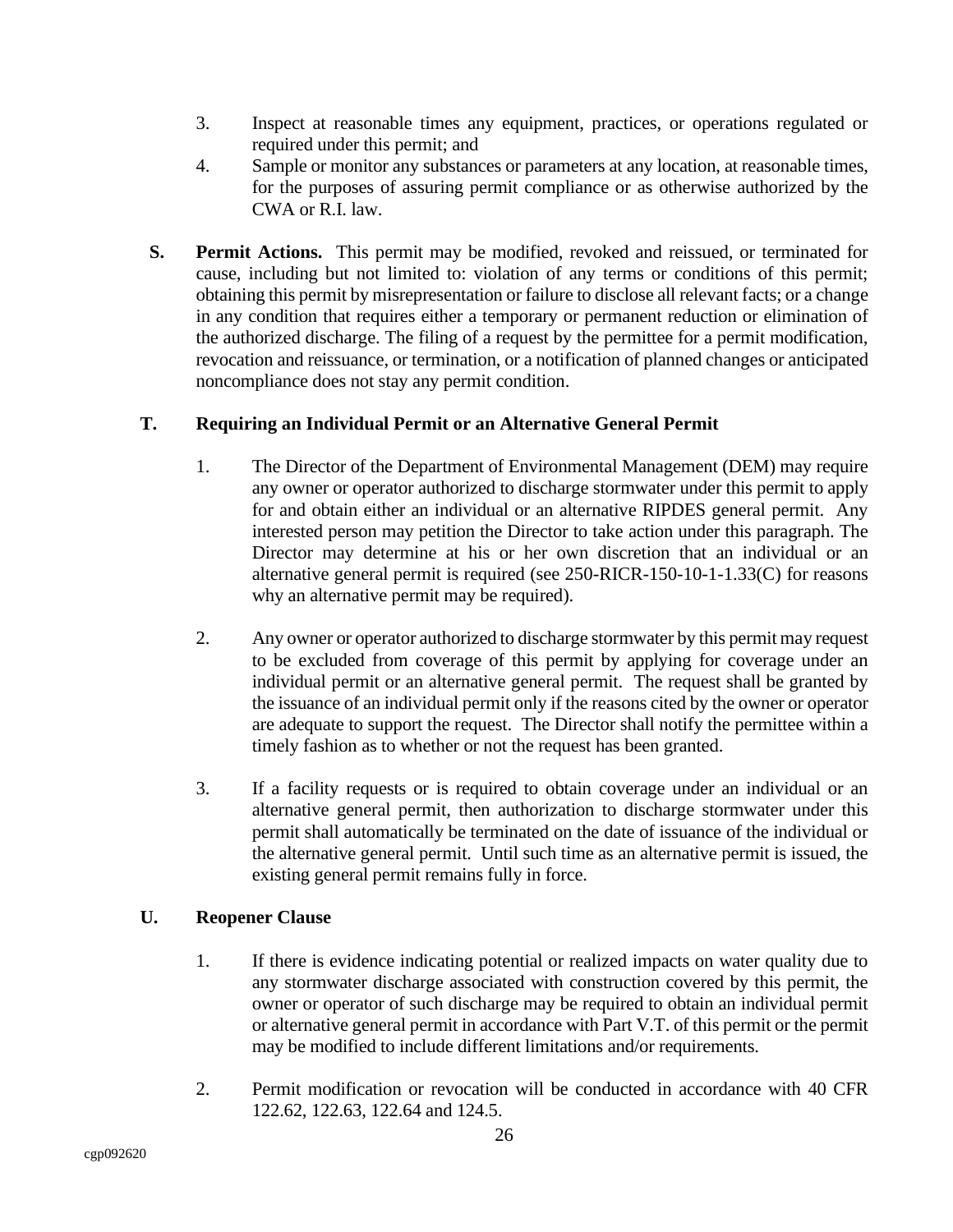3. Inspect at reasonable times any equipment, practices, or operations regulated or required under this permit; and
4. Sample or monitor any substances or parameters at any location, at reasonable times, for the purposes of assuring permit compliance or as otherwise authorized by the CWA or R.I. law.

**S. Permit Actions.** This permit may be modified, revoked and reissued, or terminated for cause, including but not limited to: violation of any terms or conditions of this permit; obtaining this permit by misrepresentation or failure to disclose all relevant facts; or a change in any condition that requires either a temporary or permanent reduction or elimination of the authorized discharge. The filing of a request by the permittee for a permit modification, revocation and reissuance, or termination, or a notification of planned changes or anticipated noncompliance does not stay any permit condition.

**T. Requiring an Individual Permit or an Alternative General Permit**

1. The Director of the Department of Environmental Management (DEM) may require any owner or operator authorized to discharge stormwater under this permit to apply for and obtain either an individual or an alternative RIPDES general permit. Any interested person may petition the Director to take action under this paragraph. The Director may determine at his or her own discretion that an individual or an alternative general permit is required (see 250-RICR-150-10-1-1.33(C) for reasons why an alternative permit may be required).

2. Any owner or operator authorized to discharge stormwater by this permit may request to be excluded from coverage of this permit by applying for coverage under an individual permit or an alternative general permit. The request shall be granted by the issuance of an individual permit only if the reasons cited by the owner or operator are adequate to support the request. The Director shall notify the permittee within a timely fashion as to whether or not the request has been granted.

3. If a facility requests or is required to obtain coverage under an individual or an alternative general permit, then authorization to discharge stormwater under this permit shall automatically be terminated on the date of issuance of the individual or the alternative general permit. Until such time as an alternative permit is issued, the existing general permit remains fully in force.

**U. Reopener Clause**

1. If there is evidence indicating potential or realized impacts on water quality due to any stormwater discharge associated with construction covered by this permit, the owner or operator of such discharge may be required to obtain an individual permit or alternative general permit in accordance with Part V.T. of this permit or the permit may be modified to include different limitations and/or requirements.

2. Permit modification or revocation will be conducted in accordance with 40 CFR 122.62, 122.63, 122.64 and 124.5.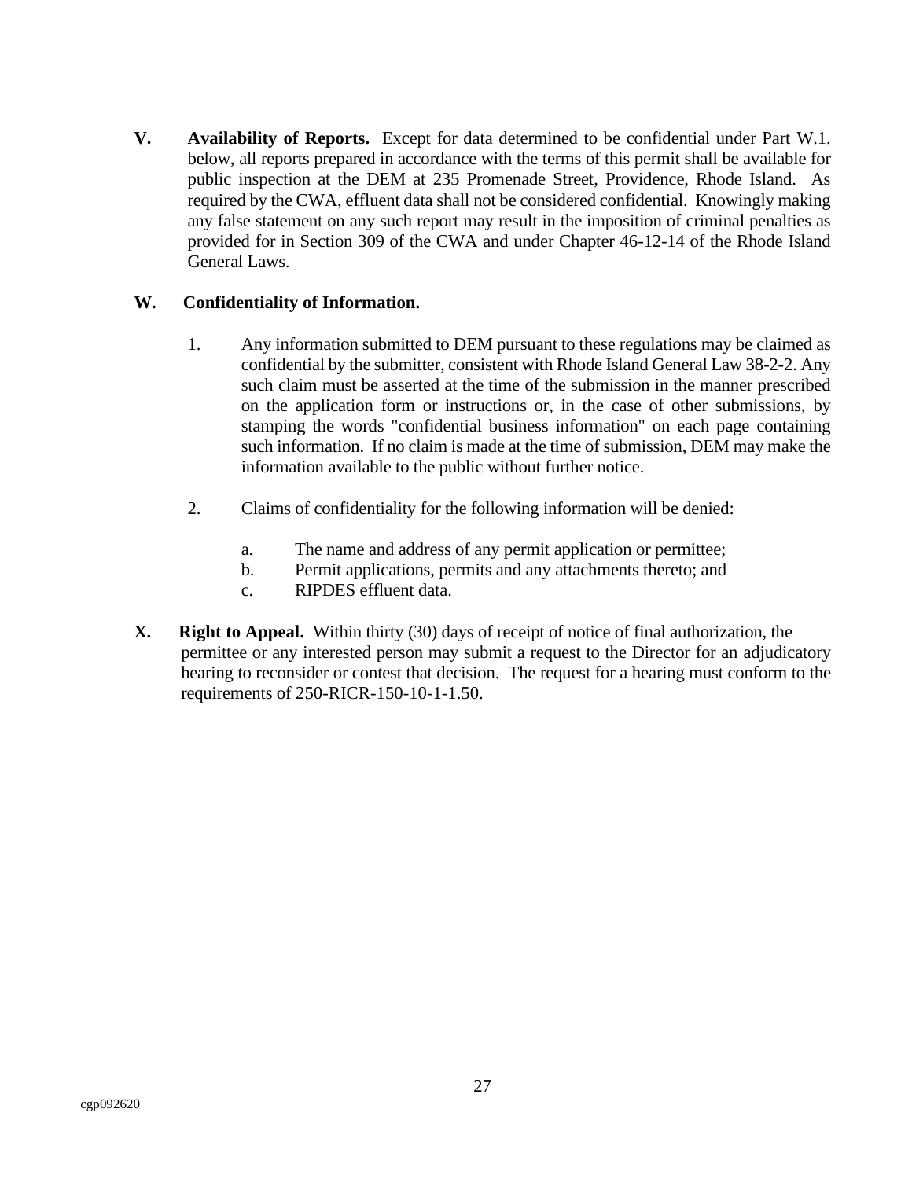**V. Availability of Reports.** Except for data determined to be confidential under Part W.1. below, all reports prepared in accordance with the terms of this permit shall be available for public inspection at the DEM at 235 Promenade Street, Providence, Rhode Island. As required by the CWA, effluent data shall not be considered confidential. Knowingly making any false statement on any such report may result in the imposition of criminal penalties as provided for in Section 309 of the CWA and under Chapter 46-12-14 of the Rhode Island General Laws.

**W. Confidentiality of Information.**

1. Any information submitted to DEM pursuant to these regulations may be claimed as confidential by the submitter, consistent with Rhode Island General Law 38-2-2. Any such claim must be asserted at the time of the submission in the manner prescribed on the application form or instructions or, in the case of other submissions, by stamping the words "confidential business information" on each page containing such information. If no claim is made at the time of submission, DEM may make the information available to the public without further notice.

2. Claims of confidentiality for the following information will be denied:

   a. The name and address of any permit application or permittee;
   b. Permit applications, permits and any attachments thereto; and
   c. RIPDES effluent data.

**X. Right to Appeal.** Within thirty (30) days of receipt of notice of final authorization, the permittee or any interested person may submit a request to the Director for an adjudicatory hearing to reconsider or contest that decision. The request for a hearing must conform to the requirements of 250-RICR-150-10-1-1.50.